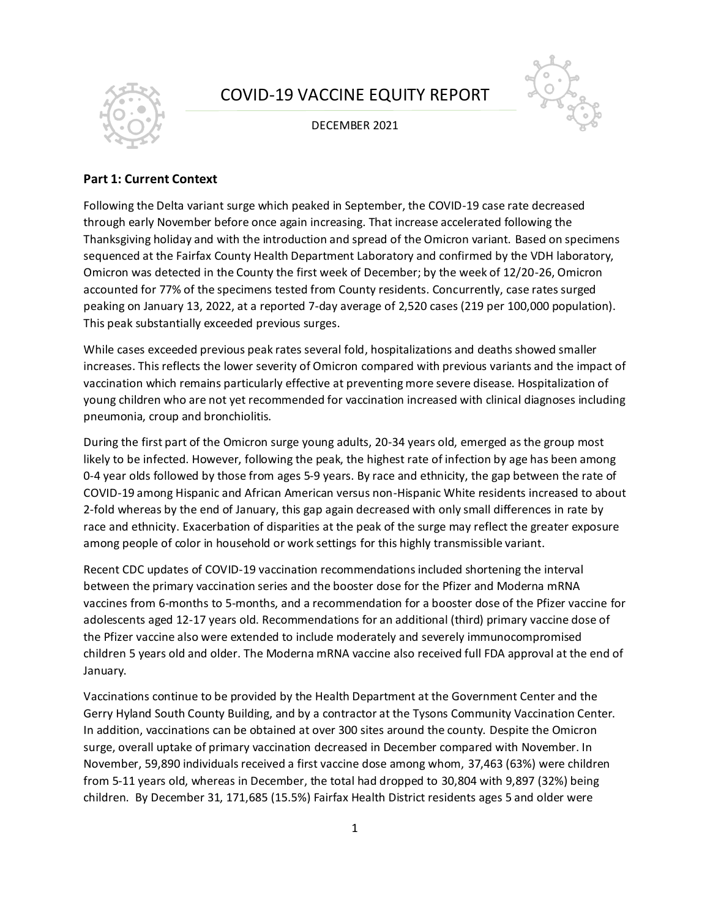# COVID-19 VACCINE EQUITY REPORT

DECEMBER 2021

## Part 1: Current Context

Following the Delta variant surge which peaked in September, the COVID-19 case rate decreased through early November before once again increasing. That increase accelerated following the Thanksgiving holiday and with the introduction and spread of the Omicron variant. Based on specimens sequenced at the Fairfax County Health Department Laboratory and confirmed by the VDH laboratory, Omicron was detected in the County the first week of December; by the week of 12/20-26, Omicron accounted for 77% of the specimens tested from County residents. Concurrently, case rates surged peaking on January 13, 2022, at a reported 7-day average of 2,520 cases (219 per 100,000 population). This peak substantially exceeded previous surges.

While cases exceeded previous peak rates several fold, hospitalizations and deaths showed smaller increases. This reflects the lower severity of Omicron compared with previous variants and the impact of vaccination which remains particularly effective at preventing more severe disease. Hospitalization of young children who are not yet recommended for vaccination increased with clinical diagnoses including pneumonia, croup and bronchiolitis.

During the first part of the Omicron surge young adults, 20-34 years old, emerged as the group most likely to be infected. However, following the peak, the highest rate of infection by age has been among 0-4 year olds followed by those from ages 5-9 years. By race and ethnicity, the gap between the rate of COVID-19 among Hispanic and African American versus non-Hispanic White residents increased to about 2-fold whereas by the end of January, this gap again decreased with only small differences in rate by race and ethnicity. Exacerbation of disparities at the peak of the surge may reflect the greater exposure among people of color in household or work settings for this highly transmissible variant.

Recent CDC updates of COVID-19 vaccination recommendations included shortening the interval between the primary vaccination series and the booster dose for the Pfizer and Moderna mRNA vaccines from 6-months to 5-months, and a recommendation for a booster dose of the Pfizer vaccine for adolescents aged 12-17 years old. Recommendations for an additional (third) primary vaccine dose of the Pfizer vaccine also were extended to include moderately and severely immunocompromised children 5 years old and older. The Moderna mRNA vaccine also received full FDA approval at the end of January.

Vaccinations continue to be provided by the Health Department at the Government Center and the Gerry Hyland South County Building, and by a contractor at the Tysons Community Vaccination Center. In addition, vaccinations can be obtained at over 300 sites around the county. Despite the Omicron surge, overall uptake of primary vaccination decreased in December compared with November. In November, 59,890 individuals received a first vaccine dose among whom, 37,463 (63%) were children from 5-11 years old, whereas in December, the total had dropped to 30,804 with 9,897 (32%) being children. By December 31, 171,685 (15.5%) Fairfax Health District residents ages 5 and older were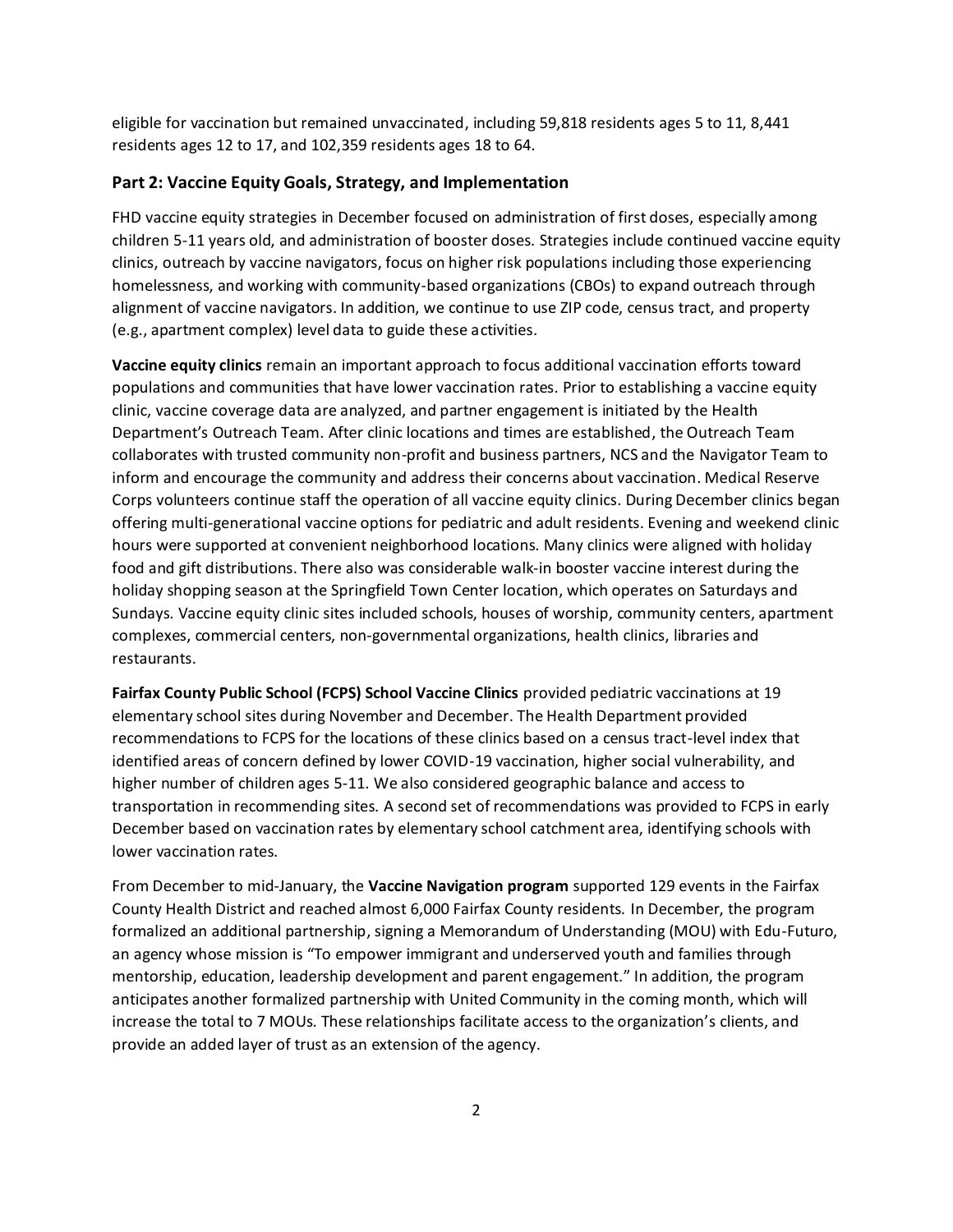eligible for vaccination but remained unvaccinated, including 59,818 residents ages 5 to 11, 8,441 residents ages 12 to 17, and 102,359 residents ages 18 to 64.

### Part 2: Vaccine Equity Goals, Strategy, and Implementation

FHD vaccine equity strategies in December focused on administration of first doses, especially among children 5-11 years old, and administration of booster doses. Strategies include continued vaccine equity clinics, outreach by vaccine navigators, focus on higher risk populations including those experiencing homelessness, and working with community-based organizations (CBOs) to expand outreach through alignment of vaccine navigators. In addition, we continue to use ZIP code, census tract, and property (e.g., apartment complex) level data to guide these activities.

**Vaccine equity clinics** remain an important approach to focus additional vaccination efforts toward populations and communities that have lower vaccination rates. Prior to establishing a vaccine equity clinic, vaccine coverage data are analyzed, and partner engagement is initiated by the Health Department's Outreach Team. After clinic locations and times are established, the Outreach Team collaborates with trusted community non-profit and business partners, NCS and the Navigator Team to inform and encourage the community and address their concerns about vaccination. Medical Reserve Corps volunteers continue staff the operation of all vaccine equity clinics. During December clinics began offering multi-generational vaccine options for pediatric and adult residents. Evening and weekend clinic hours were supported at convenient neighborhood locations. Many clinics were aligned with holiday food and gift distributions. There also was considerable walk-in booster vaccine interest during the holiday shopping season at the Springfield Town Center location, which operates on Saturdays and Sundays. Vaccine equity clinic sites included schools, houses of worship, community centers, apartment complexes, commercial centers, non-governmental organizations, health clinics, libraries and restaurants.

**Fairfax County Public School (FCPS) School Vaccine Clinics** provided pediatric vaccinations at 19 elementary school sites during November and December. The Health Department provided recommendations to FCPS for the locations of these clinics based on a census tract-level index that identified areas of concern defined by lower COVID-19 vaccination, higher social vulnerability, and higher number of children ages 5-11. We also considered geographic balance and access to transportation in recommending sites. A second set of recommendations was provided to FCPS in early December based on vaccination rates by elementary school catchment area, identifying schools with lower vaccination rates.

From December to mid-January, the **Vaccine Navigation program** supported 129 events in the Fairfax County Health District and reached almost 6,000 Fairfax County residents. In December, the program formalized an additional partnership, signing a Memorandum of Understanding (MOU) with Edu-Futuro, an agency whose mission is "To empower immigrant and underserved youth and families through mentorship, education, leadership development and parent engagement." In addition, the program anticipates another formalized partnership with United Community in the coming month, which will increase the total to 7 MOUs. These relationships facilitate access to the organization's clients, and provide an added layer of trust as an extension of the agency.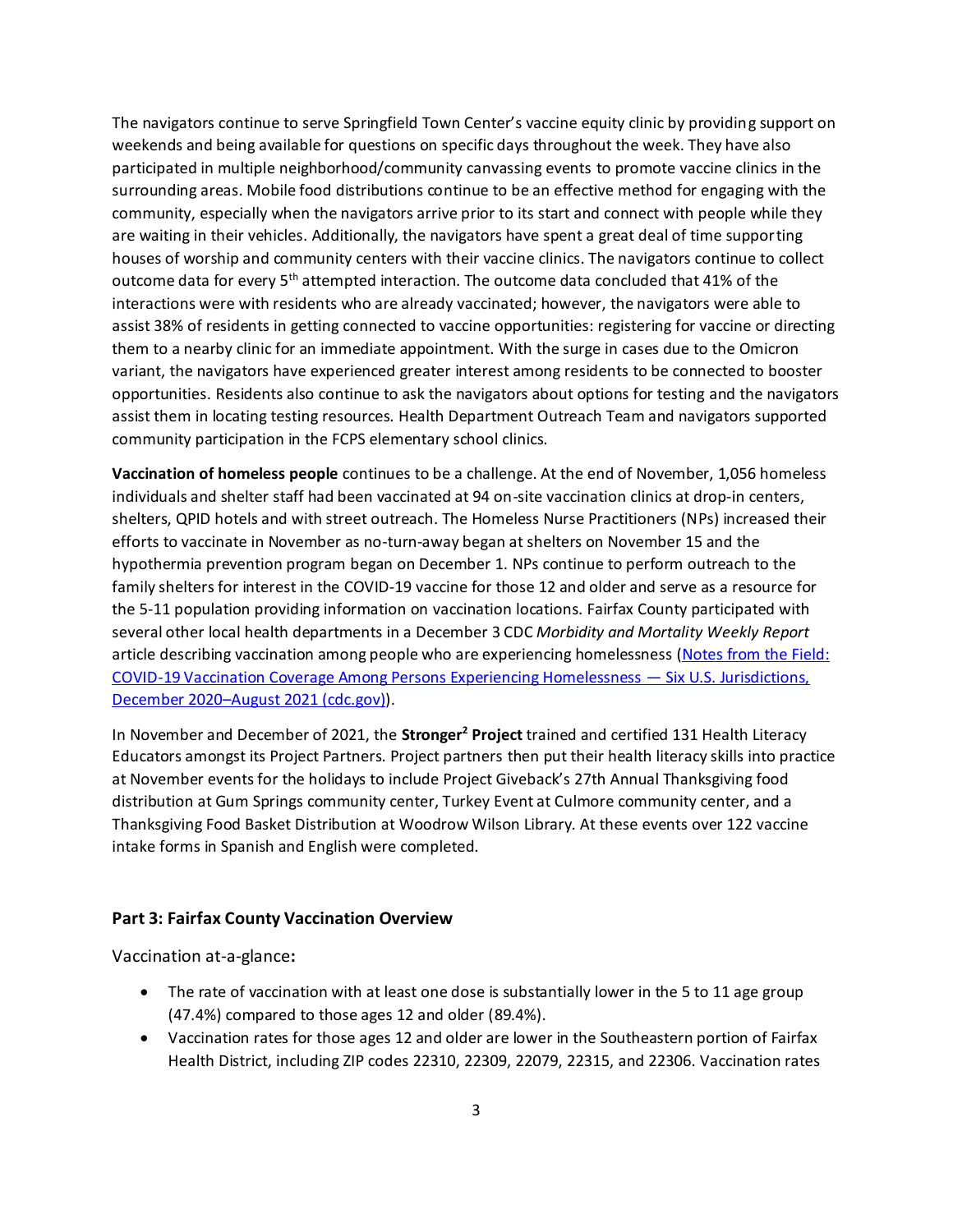The navigators continue to serve Springfield Town Center's vaccine equity clinic by providing support on weekends and being available for questions on specific days throughout the week. They have also participated in multiple neighborhood/community canvassing events to promote vaccine clinics in the surrounding areas. Mobile food distributions continue to be an effective method for engaging with the community, especially when the navigators arrive prior to its start and connect with people while they are waiting in their vehicles. Additionally, the navigators have spent a great deal of time supporting houses of worship and community centers with their vaccine clinics. The navigators continue to collect outcome data for every 5th attempted interaction. The outcome data concluded that 41% of the interactions were with residents who are already vaccinated; however, the navigators were able to assist 38% of residents in getting connected to vaccine opportunities: registering for vaccine or directing them to a nearby clinic for an immediate appointment. With the surge in cases due to the Omicron variant, the navigators have experienced greater interest among residents to be connected to booster opportunities. Residents also continue to ask the navigators about options for testing and the navigators assist them in locating testing resources. Health Department Outreach Team and navigators supported community participation in the FCPS elementary school clinics.

**Vaccination of homeless people** continues to be a challenge. At the end of November, 1,056 homeless individuals and shelter staff had been vaccinated at 94 on-site vaccination clinics at drop-in centers, shelters, QPID hotels and with street outreach. The Homeless Nurse Practitioners (NPs) increased their efforts to vaccinate in November as no-turn-away began at shelters on November 15 and the hypothermia prevention program began on December 1. NPs continue to perform outreach to the family shelters for interest in the COVID-19 vaccine for those 12 and older and serve as a resource for the 5-11 population providing information on vaccination locations. Fairfax County participated with several other local health departments in a December 3 CDC *Morbidity and Mortality Weekly Report* article describing vaccination among people who are experiencing homelessness ([Notes from the Field: COVID-19 Vaccination Coverage Among Persons Experiencing Homelessness — Six U.S. Jurisdictions, December 2020–August 2021 (cdc.gov)]).

In November and December of 2021, the **Stronger² Project** trained and certified 131 Health Literacy Educators amongst its Project Partners. Project partners then put their health literacy skills into practice at November events for the holidays to include Project Giveback's 27th Annual Thanksgiving food distribution at Gum Springs community center, Turkey Event at Culmore community center, and a Thanksgiving Food Basket Distribution at Woodrow Wilson Library. At these events over 122 vaccine intake forms in Spanish and English were completed.

### Part 3: Fairfax County Vaccination Overview

Vaccination at-a-glance**:**

- The rate of vaccination with at least one dose is substantially lower in the 5 to 11 age group (47.4%) compared to those ages 12 and older (89.4%).
- Vaccination rates for those ages 12 and older are lower in the Southeastern portion of Fairfax Health District, including ZIP codes 22310, 22309, 22079, 22315, and 22306. Vaccination rates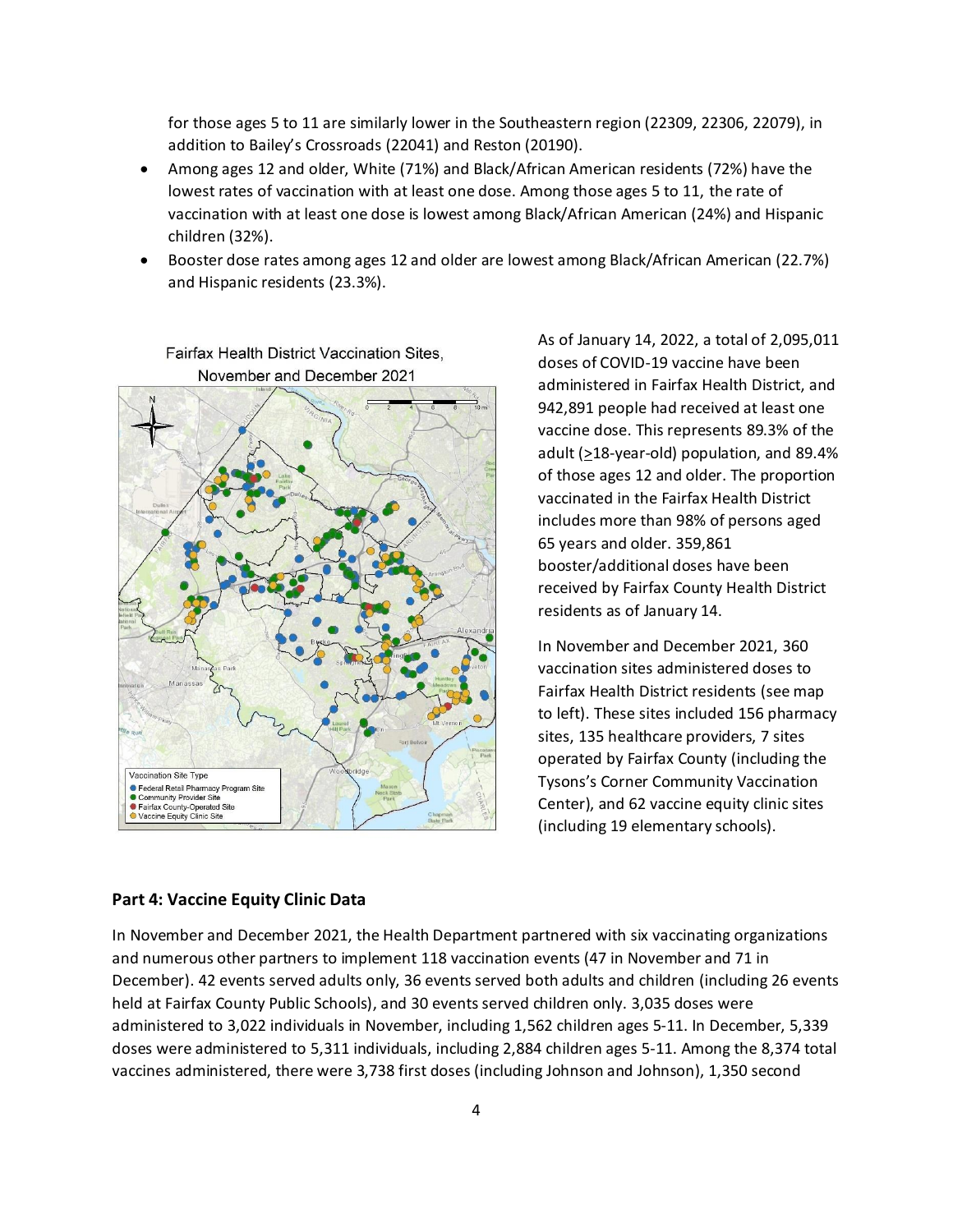for those ages 5 to 11 are similarly lower in the Southeastern region (22309, 22306, 22079), in addition to Bailey's Crossroads (22041) and Reston (20190).

- Among ages 12 and older, White (71%) and Black/African American residents (72%) have the lowest rates of vaccination with at least one dose. Among those ages 5 to 11, the rate of vaccination with at least one dose is lowest among Black/African American (24%) and Hispanic children (32%).
- Booster dose rates among ages 12 and older are lowest among Black/African American (22.7%) and Hispanic residents (23.3%).

Fairfax Health District Vaccination Sites, November and December 2021

As of January 14, 2022, a total of 2,095,011 doses of COVID-19 vaccine have been administered in Fairfax Health District, and 942,891 people had received at least one vaccine dose. This represents 89.3% of the adult (≥18-year-old) population, and 89.4% of those ages 12 and older. The proportion vaccinated in the Fairfax Health District includes more than 98% of persons aged 65 years and older. 359,861 booster/additional doses have been received by Fairfax County Health District residents as of January 14.

In November and December 2021, 360 vaccination sites administered doses to Fairfax Health District residents (see map to left). These sites included 156 pharmacy sites, 135 healthcare providers, 7 sites operated by Fairfax County (including the Tysons's Corner Community Vaccination Center), and 62 vaccine equity clinic sites (including 19 elementary schools).

## Part 4: Vaccine Equity Clinic Data

In November and December 2021, the Health Department partnered with six vaccinating organizations and numerous other partners to implement 118 vaccination events (47 in November and 71 in December). 42 events served adults only, 36 events served both adults and children (including 26 events held at Fairfax County Public Schools), and 30 events served children only. 3,035 doses were administered to 3,022 individuals in November, including 1,562 children ages 5-11. In December, 5,339 doses were administered to 5,311 individuals, including 2,884 children ages 5-11. Among the 8,374 total vaccines administered, there were 3,738 first doses (including Johnson and Johnson), 1,350 second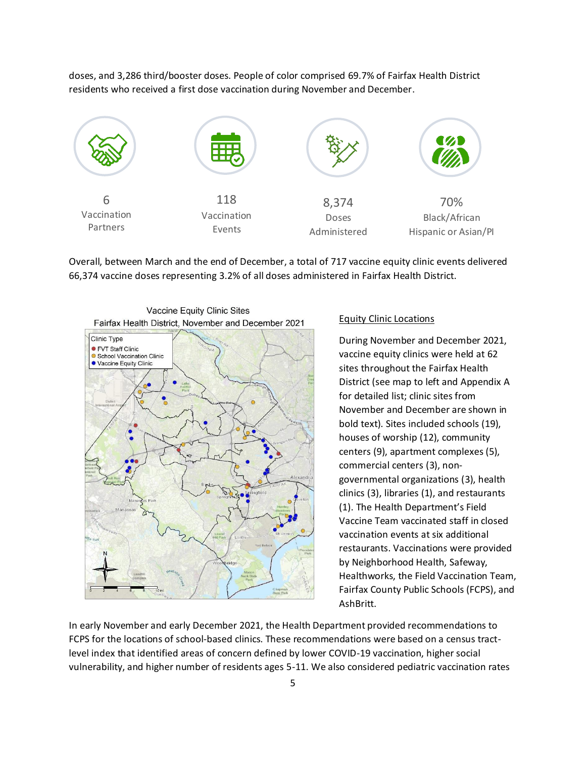doses, and 3,286 third/booster doses. People of color comprised 69.7% of Fairfax Health District residents who received a first dose vaccination during November and December.

| 6 | 118 | 8,374 | 70% |
|---|---|---|---|
| Vaccination Partners | Vaccination Events | Doses Administered | Black/African Hispanic or Asian/PI |

Overall, between March and the end of December, a total of 717 vaccine equity clinic events delivered 66,374 vaccine doses representing 3.2% of all doses administered in Fairfax Health District.

Vaccine Equity Clinic Sites
Fairfax Health District, November and December 2021

Clinic Type
- FVT Staff Clinic
- School Vaccination Clinic
- Vaccine Equity Clinic

<u>Equity Clinic Locations</u>

During November and December 2021, vaccine equity clinics were held at 62 sites throughout the Fairfax Health District (see map to left and Appendix A for detailed list; clinic sites from November and December are shown in bold text). Sites included schools (19), houses of worship (12), community centers (9), apartment complexes (5), commercial centers (3), non-governmental organizations (3), health clinics (3), libraries (1), and restaurants (1). The Health Department's Field Vaccine Team vaccinated staff in closed vaccination events at six additional restaurants. Vaccinations were provided by Neighborhood Health, Safeway, Healthworks, the Field Vaccination Team, Fairfax County Public Schools (FCPS), and AshBritt.

In early November and early December 2021, the Health Department provided recommendations to FCPS for the locations of school-based clinics. These recommendations were based on a census tract-level index that identified areas of concern defined by lower COVID-19 vaccination, higher social vulnerability, and higher number of residents ages 5-11. We also considered pediatric vaccination rates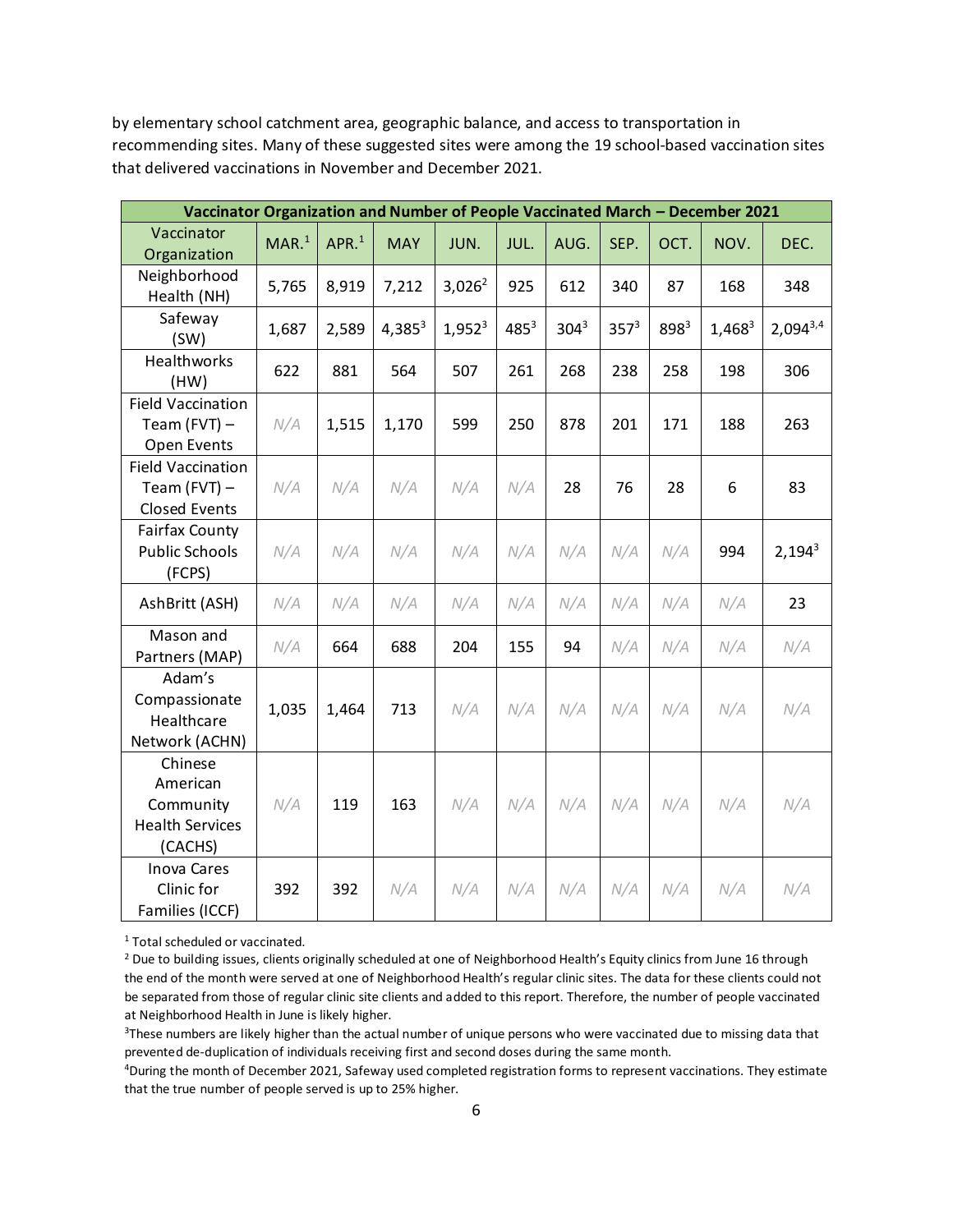by elementary school catchment area, geographic balance, and access to transportation in recommending sites. Many of these suggested sites were among the 19 school-based vaccination sites that delivered vaccinations in November and December 2021.

| Vaccinator Organization and Number of People Vaccinated March – December 2021 | | | | | | | | | | |
|---|---|---|---|---|---|---|---|---|---|---|
| Vaccinator Organization | MAR.[1] | APR.[1] | MAY | JUN. | JUL. | AUG. | SEP. | OCT. | NOV. | DEC. |
| Neighborhood Health (NH) | 5,765 | 8,919 | 7,212 | 3,026[2] | 925 | 612 | 340 | 87 | 168 | 348 |
| Safeway (SW) | 1,687 | 2,589 | 4,385[3] | 1,952[3] | 485[3] | 304[3] | 357[3] | 898[3] | 1,468[3] | 2,094[3,4] |
| Healthworks (HW) | 622 | 881 | 564 | 507 | 261 | 268 | 238 | 258 | 198 | 306 |
| Field Vaccination Team (FVT) – Open Events | N/A | 1,515 | 1,170 | 599 | 250 | 878 | 201 | 171 | 188 | 263 |
| Field Vaccination Team (FVT) – Closed Events | N/A | N/A | N/A | N/A | N/A | 28 | 76 | 28 | 6 | 83 |
| Fairfax County Public Schools (FCPS) | N/A | N/A | N/A | N/A | N/A | N/A | N/A | N/A | 994 | 2,194[3] |
| AshBritt (ASH) | N/A | N/A | N/A | N/A | N/A | N/A | N/A | N/A | N/A | 23 |
| Mason and Partners (MAP) | N/A | 664 | 688 | 204 | 155 | 94 | N/A | N/A | N/A | N/A |
| Adam's Compassionate Healthcare Network (ACHN) | 1,035 | 1,464 | 713 | N/A | N/A | N/A | N/A | N/A | N/A | N/A |
| Chinese American Community Health Services (CACHS) | N/A | 119 | 163 | N/A | N/A | N/A | N/A | N/A | N/A | N/A |
| Inova Cares Clinic for Families (ICCF) | 392 | 392 | N/A | N/A | N/A | N/A | N/A | N/A | N/A | N/A |

[1] Total scheduled or vaccinated.

[2] Due to building issues, clients originally scheduled at one of Neighborhood Health's Equity clinics from June 16 through the end of the month were served at one of Neighborhood Health's regular clinic sites. The data for these clients could not be separated from those of regular clinic site clients and added to this report. Therefore, the number of people vaccinated at Neighborhood Health in June is likely higher.

[3] These numbers are likely higher than the actual number of unique persons who were vaccinated due to missing data that prevented de-duplication of individuals receiving first and second doses during the same month.

[4] During the month of December 2021, Safeway used completed registration forms to represent vaccinations. They estimate that the true number of people served is up to 25% higher.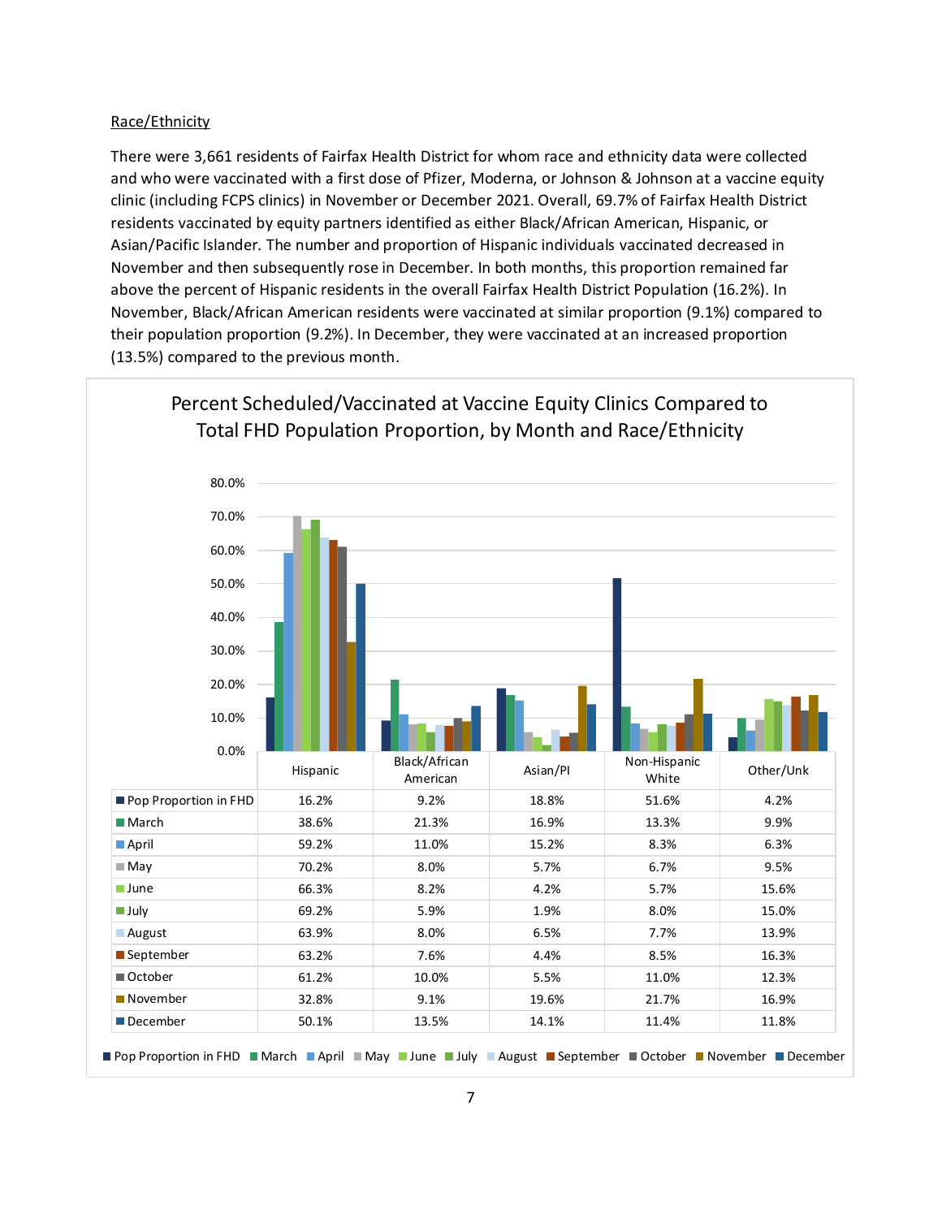Race/Ethnicity

There were 3,661 residents of Fairfax Health District for whom race and ethnicity data were collected and who were vaccinated with a first dose of Pfizer, Moderna, or Johnson & Johnson at a vaccine equity clinic (including FCPS clinics) in November or December 2021. Overall, 69.7% of Fairfax Health District residents vaccinated by equity partners identified as either Black/African American, Hispanic, or Asian/Pacific Islander. The number and proportion of Hispanic individuals vaccinated decreased in November and then subsequently rose in December. In both months, this proportion remained far above the percent of Hispanic residents in the overall Fairfax Health District Population (16.2%). In November, Black/African American residents were vaccinated at similar proportion (9.1%) compared to their population proportion (9.2%). In December, they were vaccinated at an increased proportion (13.5%) compared to the previous month.

**Percent Scheduled/Vaccinated at Vaccine Equity Clinics Compared to Total FHD Population Proportion, by Month and Race/Ethnicity**

| | Hispanic | Black/African American | Asian/PI | Non-Hispanic White | Other/Unk |
|---|---|---|---|---|---|
| Pop Proportion in FHD | 16.2% | 9.2% | 18.8% | 51.6% | 4.2% |
| March | 38.6% | 21.3% | 16.9% | 13.3% | 9.9% |
| April | 59.2% | 11.0% | 15.2% | 8.3% | 6.3% |
| May | 70.2% | 8.0% | 5.7% | 6.7% | 9.5% |
| June | 66.3% | 8.2% | 4.2% | 5.7% | 15.6% |
| July | 69.2% | 5.9% | 1.9% | 8.0% | 15.0% |
| August | 63.9% | 8.0% | 6.5% | 7.7% | 13.9% |
| September | 63.2% | 7.6% | 4.4% | 8.5% | 16.3% |
| October | 61.2% | 10.0% | 5.5% | 11.0% | 12.3% |
| November | 32.8% | 9.1% | 19.6% | 21.7% | 16.9% |
| December | 50.1% | 13.5% | 14.1% | 11.4% | 11.8% |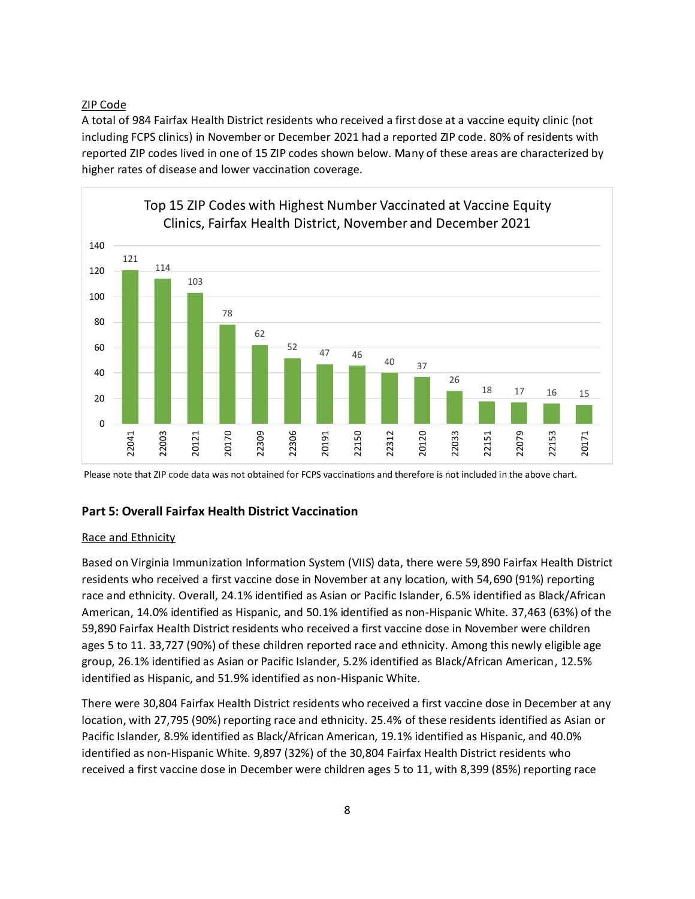ZIP Code

A total of 984 Fairfax Health District residents who received a first dose at a vaccine equity clinic (not including FCPS clinics) in November or December 2021 had a reported ZIP code. 80% of residents with reported ZIP codes lived in one of 15 ZIP codes shown below. Many of these areas are characterized by higher rates of disease and lower vaccination coverage.

**Top 15 ZIP Codes with Highest Number Vaccinated at Vaccine Equity Clinics, Fairfax Health District, November and December 2021**

| ZIP Code | Number Vaccinated |
|---|---|
| 22041 | 121 |
| 22003 | 114 |
| 20121 | 103 |
| 20170 | 78 |
| 22309 | 62 |
| 22306 | 52 |
| 20191 | 47 |
| 22150 | 46 |
| 22312 | 40 |
| 20120 | 37 |
| 22033 | 26 |
| 22151 | 18 |
| 22079 | 17 |
| 22153 | 16 |
| 20171 | 15 |

Please note that ZIP code data was not obtained for FCPS vaccinations and therefore is not included in the above chart.

## Part 5: Overall Fairfax Health District Vaccination

Race and Ethnicity

Based on Virginia Immunization Information System (VIIS) data, there were 59,890 Fairfax Health District residents who received a first vaccine dose in November at any location, with 54,690 (91%) reporting race and ethnicity. Overall, 24.1% identified as Asian or Pacific Islander, 6.5% identified as Black/African American, 14.0% identified as Hispanic, and 50.1% identified as non-Hispanic White. 37,463 (63%) of the 59,890 Fairfax Health District residents who received a first vaccine dose in November were children ages 5 to 11. 33,727 (90%) of these children reported race and ethnicity. Among this newly eligible age group, 26.1% identified as Asian or Pacific Islander, 5.2% identified as Black/African American, 12.5% identified as Hispanic, and 51.9% identified as non-Hispanic White.

There were 30,804 Fairfax Health District residents who received a first vaccine dose in December at any location, with 27,795 (90%) reporting race and ethnicity. 25.4% of these residents identified as Asian or Pacific Islander, 8.9% identified as Black/African American, 19.1% identified as Hispanic, and 40.0% identified as non-Hispanic White. 9,897 (32%) of the 30,804 Fairfax Health District residents who received a first vaccine dose in December were children ages 5 to 11, with 8,399 (85%) reporting race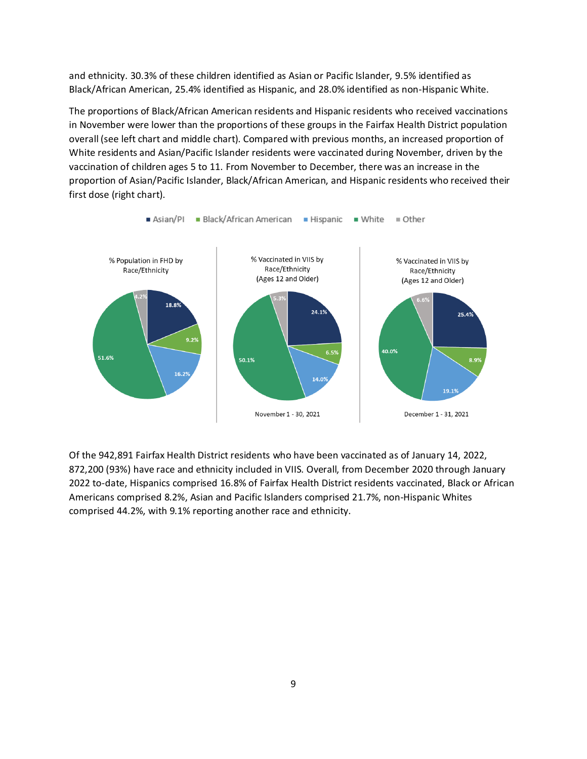and ethnicity. 30.3% of these children identified as Asian or Pacific Islander, 9.5% identified as Black/African American, 25.4% identified as Hispanic, and 28.0% identified as non-Hispanic White.

The proportions of Black/African American residents and Hispanic residents who received vaccinations in November were lower than the proportions of these groups in the Fairfax Health District population overall (see left chart and middle chart). Compared with previous months, an increased proportion of White residents and Asian/Pacific Islander residents were vaccinated during November, driven by the vaccination of children ages 5 to 11. From November to December, there was an increase in the proportion of Asian/Pacific Islander, Black/African American, and Hispanic residents who received their first dose (right chart).

■ Asian/PI ■ Black/African American ■ Hispanic ■ White ■ Other

| Race/Ethnicity | % Population in FHD by Race/Ethnicity | % Vaccinated in VIIS by Race/Ethnicity (Ages 12 and Older), November 1 - 30, 2021 | % Vaccinated in VIIS by Race/Ethnicity (Ages 12 and Older), December 1 - 31, 2021 |
|---|---|---|---|
| Asian/PI | 18.8% | 24.1% | 25.4% |
| Black/African American | 9.2% | 6.5% | 8.9% |
| Hispanic | 16.2% | 14.0% | 19.1% |
| White | 51.6% | 50.1% | 40.0% |
| Other | 4.2% | 5.3% | 6.6% |

Of the 942,891 Fairfax Health District residents who have been vaccinated as of January 14, 2022, 872,200 (93%) have race and ethnicity included in VIIS. Overall, from December 2020 through January 2022 to-date, Hispanics comprised 16.8% of Fairfax Health District residents vaccinated, Black or African Americans comprised 8.2%, Asian and Pacific Islanders comprised 21.7%, non-Hispanic Whites comprised 44.2%, with 9.1% reporting another race and ethnicity.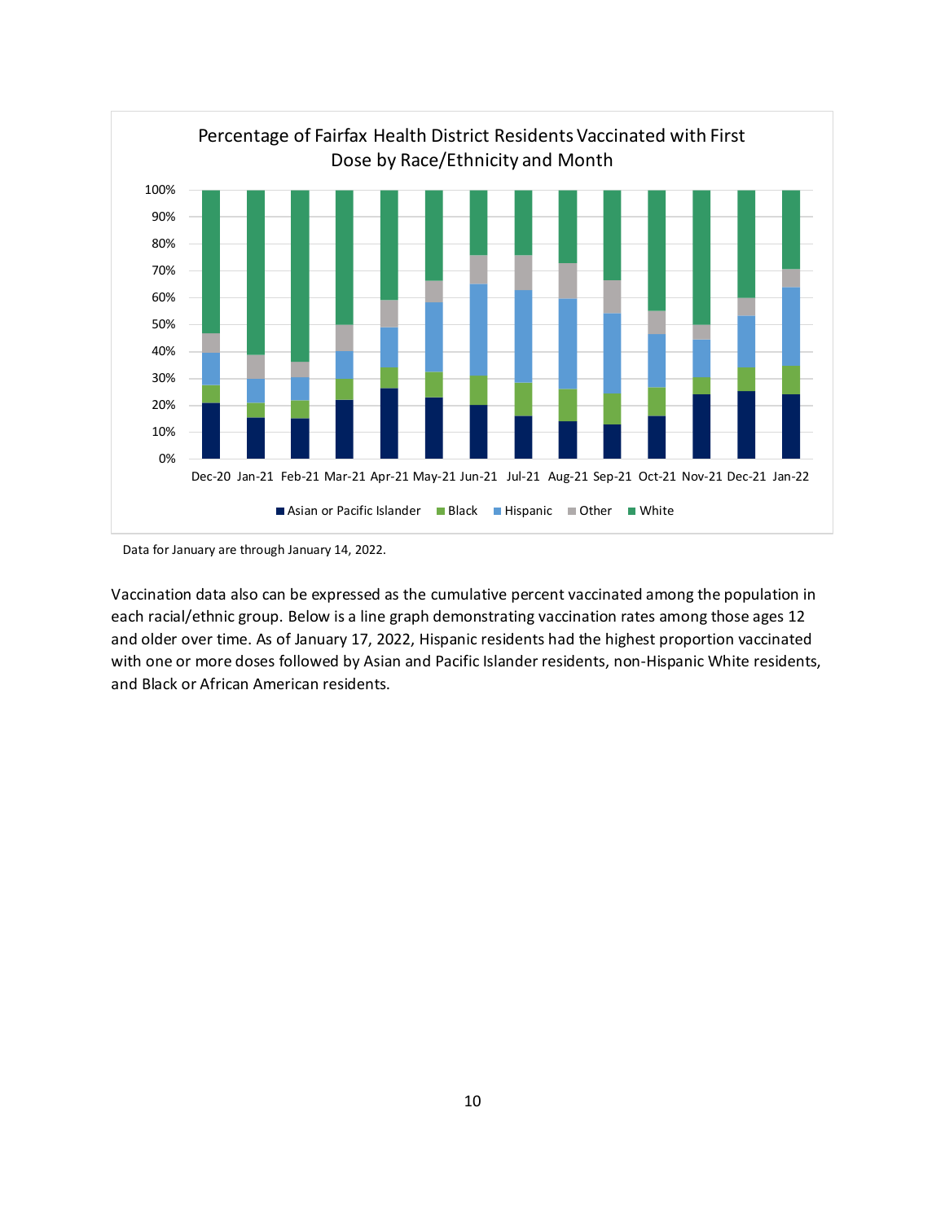Percentage of Fairfax Health District Residents Vaccinated with First Dose by Race/Ethnicity and Month

Data for January are through January 14, 2022.

Vaccination data also can be expressed as the cumulative percent vaccinated among the population in each racial/ethnic group. Below is a line graph demonstrating vaccination rates among those ages 12 and older over time. As of January 17, 2022, Hispanic residents had the highest proportion vaccinated with one or more doses followed by Asian and Pacific Islander residents, non-Hispanic White residents, and Black or African American residents.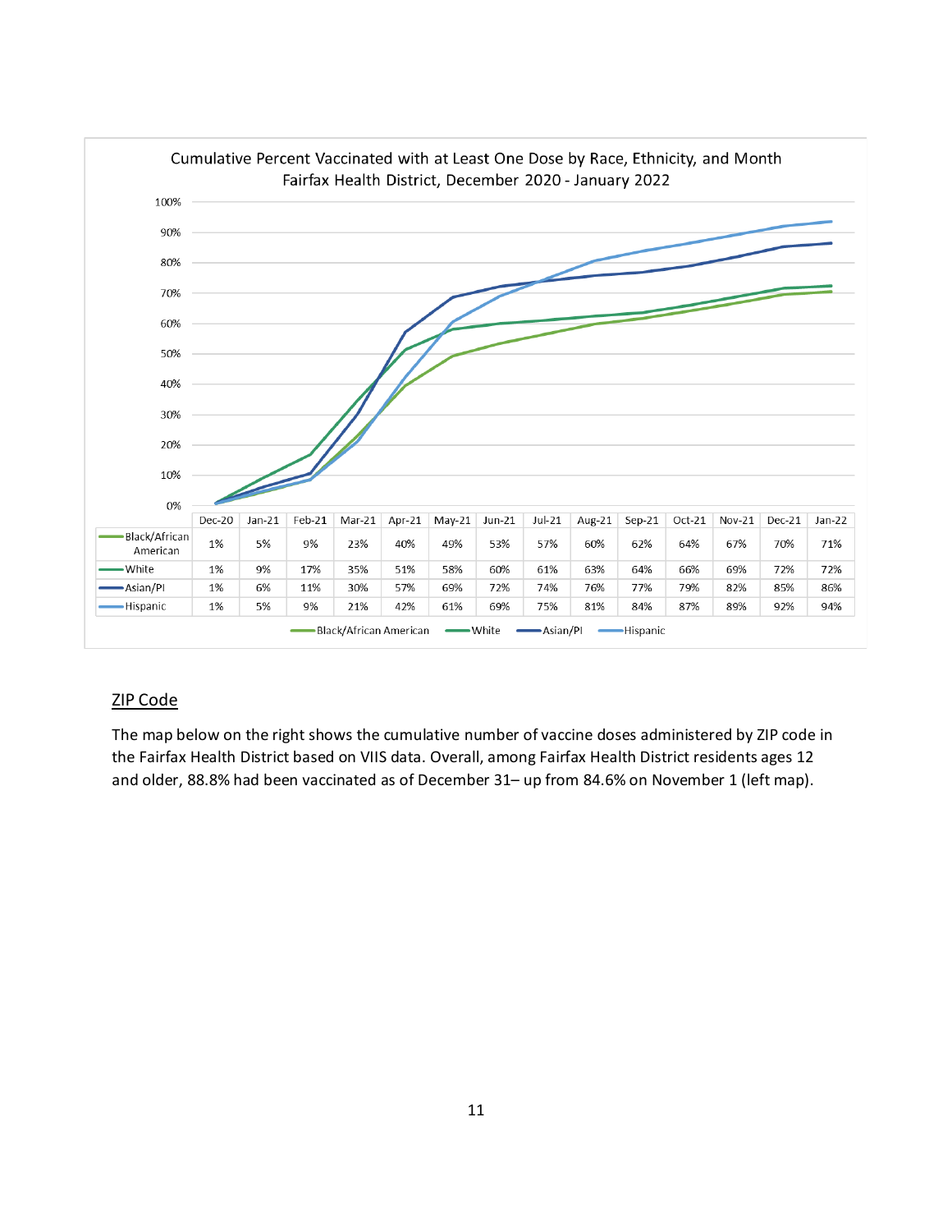**Cumulative Percent Vaccinated with at Least One Dose by Race, Ethnicity, and Month**
**Fairfax Health District, December 2020 - January 2022**

| | Dec-20 | Jan-21 | Feb-21 | Mar-21 | Apr-21 | May-21 | Jun-21 | Jul-21 | Aug-21 | Sep-21 | Oct-21 | Nov-21 | Dec-21 | Jan-22 |
|---|---|---|---|---|---|---|---|---|---|---|---|---|---|---|
| Black/African American | 1% | 5% | 9% | 23% | 40% | 49% | 53% | 57% | 60% | 62% | 64% | 67% | 70% | 71% |
| White | 1% | 9% | 17% | 35% | 51% | 58% | 60% | 61% | 63% | 64% | 66% | 69% | 72% | 72% |
| Asian/PI | 1% | 6% | 11% | 30% | 57% | 69% | 72% | 74% | 76% | 77% | 79% | 82% | 85% | 86% |
| Hispanic | 1% | 5% | 9% | 21% | 42% | 61% | 69% | 75% | 81% | 84% | 87% | 89% | 92% | 94% |

## ZIP Code

The map below on the right shows the cumulative number of vaccine doses administered by ZIP code in the Fairfax Health District based on VIIS data. Overall, among Fairfax Health District residents ages 12 and older, 88.8% had been vaccinated as of December 31– up from 84.6% on November 1 (left map).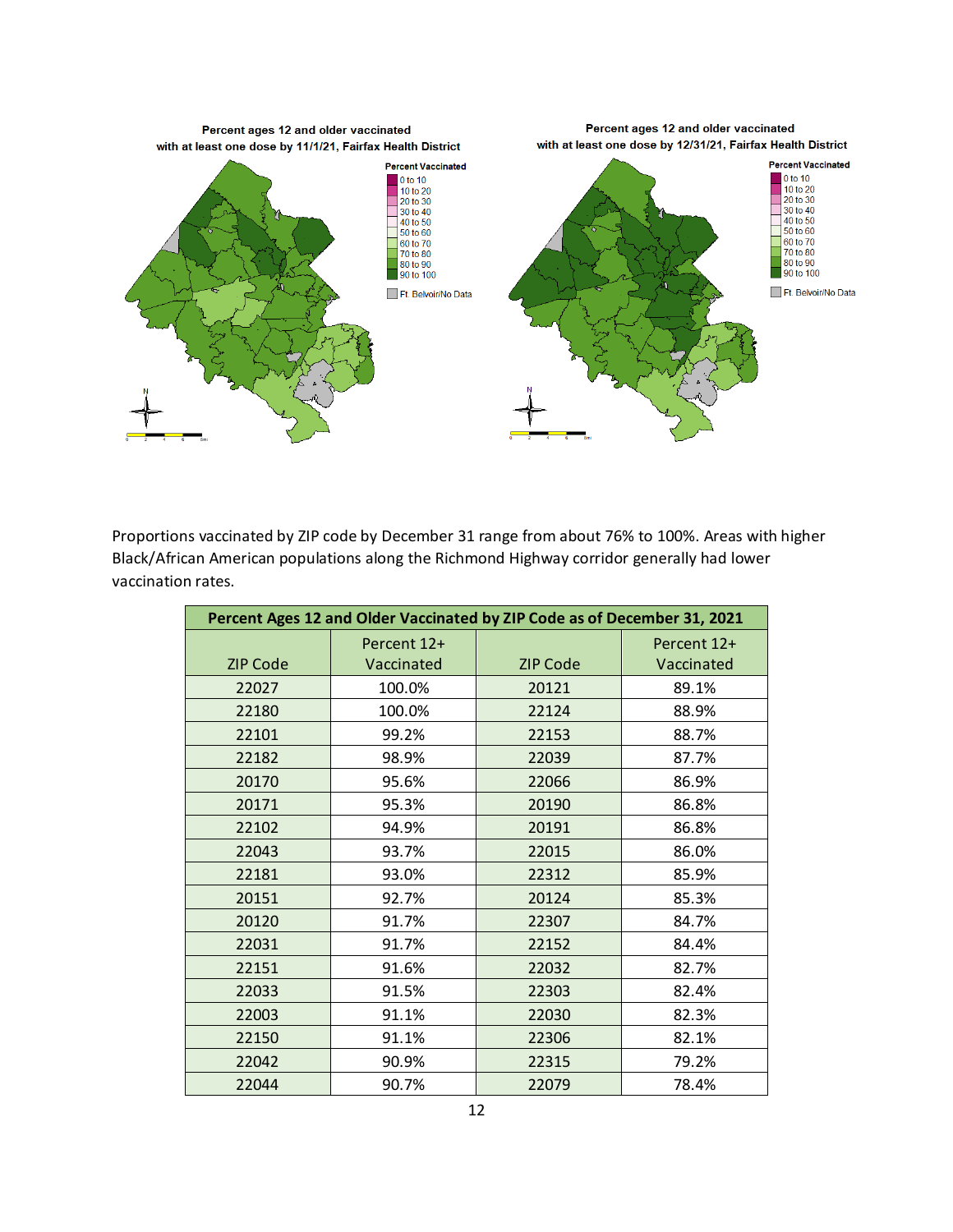Percent ages 12 and older vaccinated with at least one dose by 11/1/21, Fairfax Health District

Percent ages 12 and older vaccinated with at least one dose by 12/31/21, Fairfax Health District

Proportions vaccinated by ZIP code by December 31 range from about 76% to 100%. Areas with higher Black/African American populations along the Richmond Highway corridor generally had lower vaccination rates.

| Percent Ages 12 and Older Vaccinated by ZIP Code as of December 31, 2021 | | | |
|---|---|---|---|
| ZIP Code | Percent 12+ Vaccinated | ZIP Code | Percent 12+ Vaccinated |
| 22027 | 100.0% | 20121 | 89.1% |
| 22180 | 100.0% | 22124 | 88.9% |
| 22101 | 99.2% | 22153 | 88.7% |
| 22182 | 98.9% | 22039 | 87.7% |
| 20170 | 95.6% | 22066 | 86.9% |
| 20171 | 95.3% | 20190 | 86.8% |
| 22102 | 94.9% | 20191 | 86.8% |
| 22043 | 93.7% | 22015 | 86.0% |
| 22181 | 93.0% | 22312 | 85.9% |
| 20151 | 92.7% | 20124 | 85.3% |
| 20120 | 91.7% | 22307 | 84.7% |
| 22031 | 91.7% | 22152 | 84.4% |
| 22151 | 91.6% | 22032 | 82.7% |
| 22033 | 91.5% | 22303 | 82.4% |
| 22003 | 91.1% | 22030 | 82.3% |
| 22150 | 91.1% | 22306 | 82.1% |
| 22042 | 90.9% | 22315 | 79.2% |
| 22044 | 90.7% | 22079 | 78.4% |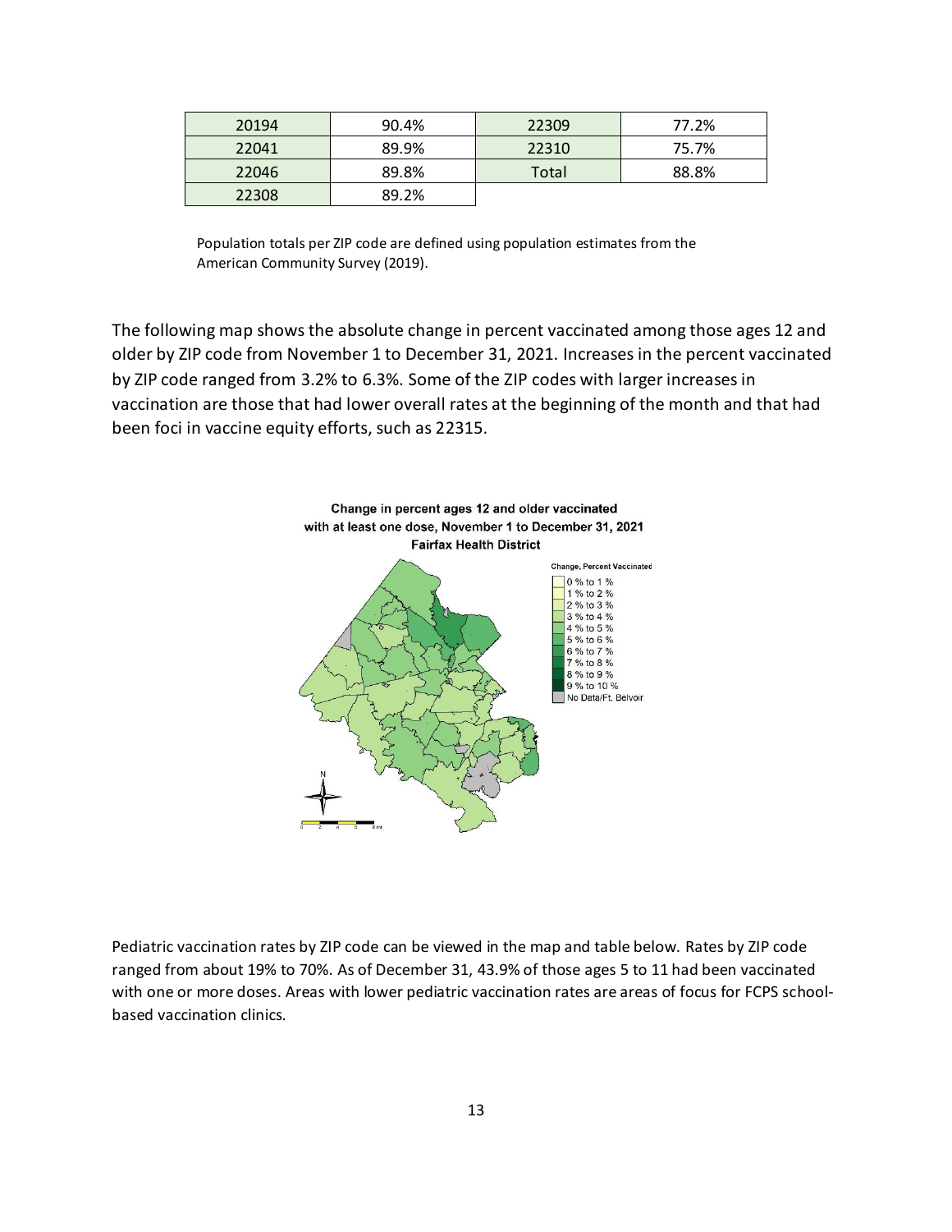| 20194 | 90.4% | 22309 | 77.2% |
|---|---|---|---|
| 22041 | 89.9% | 22310 | 75.7% |
| 22046 | 89.8% | Total | 88.8% |
| 22308 | 89.2% | | |

Population totals per ZIP code are defined using population estimates from the American Community Survey (2019).

The following map shows the absolute change in percent vaccinated among those ages 12 and older by ZIP code from November 1 to December 31, 2021. Increases in the percent vaccinated by ZIP code ranged from 3.2% to 6.3%. Some of the ZIP codes with larger increases in vaccination are those that had lower overall rates at the beginning of the month and that had been foci in vaccine equity efforts, such as 22315.

Pediatric vaccination rates by ZIP code can be viewed in the map and table below. Rates by ZIP code ranged from about 19% to 70%. As of December 31, 43.9% of those ages 5 to 11 had been vaccinated with one or more doses. Areas with lower pediatric vaccination rates are areas of focus for FCPS school-based vaccination clinics.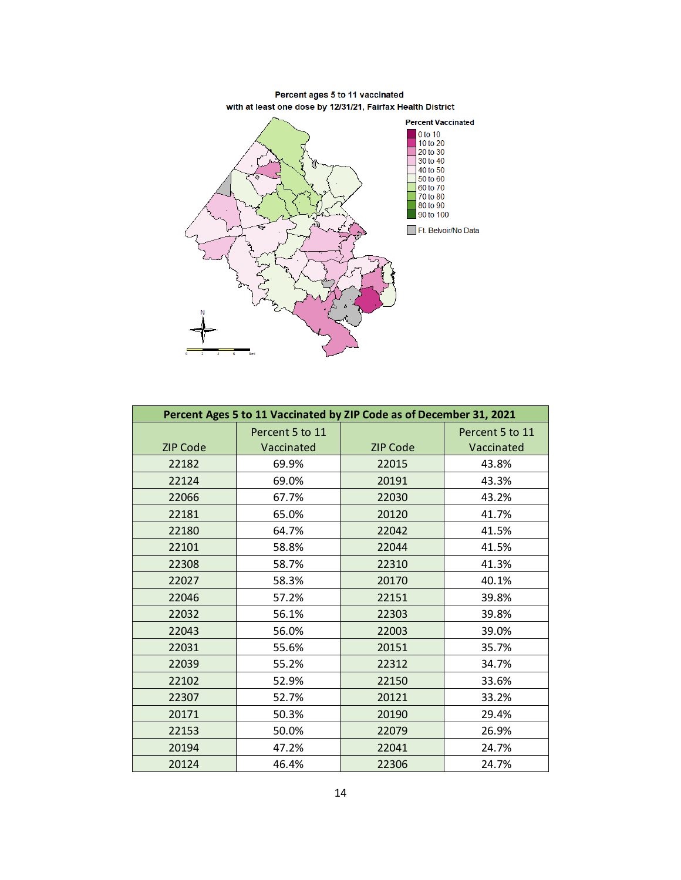Percent ages 5 to 11 vaccinated with at least one dose by 12/31/21, Fairfax Health District

Percent Vaccinated

- 0 to 10
- 10 to 20
- 20 to 30
- 30 to 40
- 40 to 50
- 50 to 60
- 60 to 70
- 70 to 80
- 80 to 90
- 90 to 100

Ft. Belvoir/No Data

| Percent Ages 5 to 11 Vaccinated by ZIP Code as of December 31, 2021 | | | |
|---|---|---|---|
| ZIP Code | Percent 5 to 11 Vaccinated | ZIP Code | Percent 5 to 11 Vaccinated |
| 22182 | 69.9% | 22015 | 43.8% |
| 22124 | 69.0% | 20191 | 43.3% |
| 22066 | 67.7% | 22030 | 43.2% |
| 22181 | 65.0% | 20120 | 41.7% |
| 22180 | 64.7% | 22042 | 41.5% |
| 22101 | 58.8% | 22044 | 41.5% |
| 22308 | 58.7% | 22310 | 41.3% |
| 22027 | 58.3% | 20170 | 40.1% |
| 22046 | 57.2% | 22151 | 39.8% |
| 22032 | 56.1% | 22303 | 39.8% |
| 22043 | 56.0% | 22003 | 39.0% |
| 22031 | 55.6% | 20151 | 35.7% |
| 22039 | 55.2% | 22312 | 34.7% |
| 22102 | 52.9% | 22150 | 33.6% |
| 22307 | 52.7% | 20121 | 33.2% |
| 20171 | 50.3% | 20190 | 29.4% |
| 22153 | 50.0% | 22079 | 26.9% |
| 20194 | 47.2% | 22041 | 24.7% |
| 20124 | 46.4% | 22306 | 24.7% |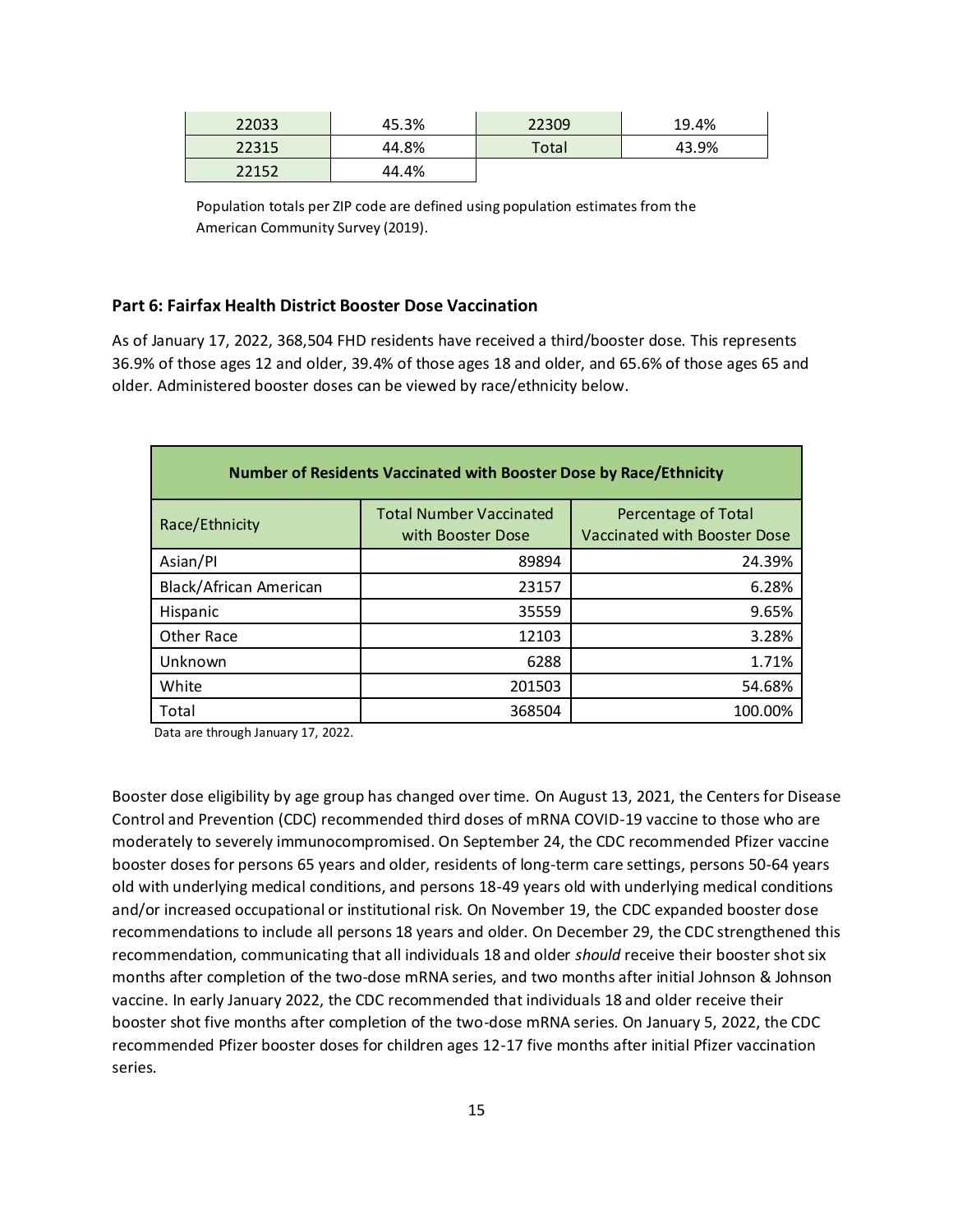| 22033 | 45.3% | 22309 | 19.4% |
|---|---|---|---|
| 22315 | 44.8% | Total | 43.9% |
| 22152 | 44.4% | | |

Population totals per ZIP code are defined using population estimates from the American Community Survey (2019).

## Part 6: Fairfax Health District Booster Dose Vaccination

As of January 17, 2022, 368,504 FHD residents have received a third/booster dose. This represents 36.9% of those ages 12 and older, 39.4% of those ages 18 and older, and 65.6% of those ages 65 and older. Administered booster doses can be viewed by race/ethnicity below.

| Number of Residents Vaccinated with Booster Dose by Race/Ethnicity | | |
|---|---|---|
| Race/Ethnicity | Total Number Vaccinated with Booster Dose | Percentage of Total Vaccinated with Booster Dose |
| Asian/PI | 89894 | 24.39% |
| Black/African American | 23157 | 6.28% |
| Hispanic | 35559 | 9.65% |
| Other Race | 12103 | 3.28% |
| Unknown | 6288 | 1.71% |
| White | 201503 | 54.68% |
| Total | 368504 | 100.00% |

Data are through January 17, 2022.

Booster dose eligibility by age group has changed over time. On August 13, 2021, the Centers for Disease Control and Prevention (CDC) recommended third doses of mRNA COVID-19 vaccine to those who are moderately to severely immunocompromised. On September 24, the CDC recommended Pfizer vaccine booster doses for persons 65 years and older, residents of long-term care settings, persons 50-64 years old with underlying medical conditions, and persons 18-49 years old with underlying medical conditions and/or increased occupational or institutional risk. On November 19, the CDC expanded booster dose recommendations to include all persons 18 years and older. On December 29, the CDC strengthened this recommendation, communicating that all individuals 18 and older *should* receive their booster shot six months after completion of the two-dose mRNA series, and two months after initial Johnson & Johnson vaccine. In early January 2022, the CDC recommended that individuals 18 and older receive their booster shot five months after completion of the two-dose mRNA series. On January 5, 2022, the CDC recommended Pfizer booster doses for children ages 12-17 five months after initial Pfizer vaccination series.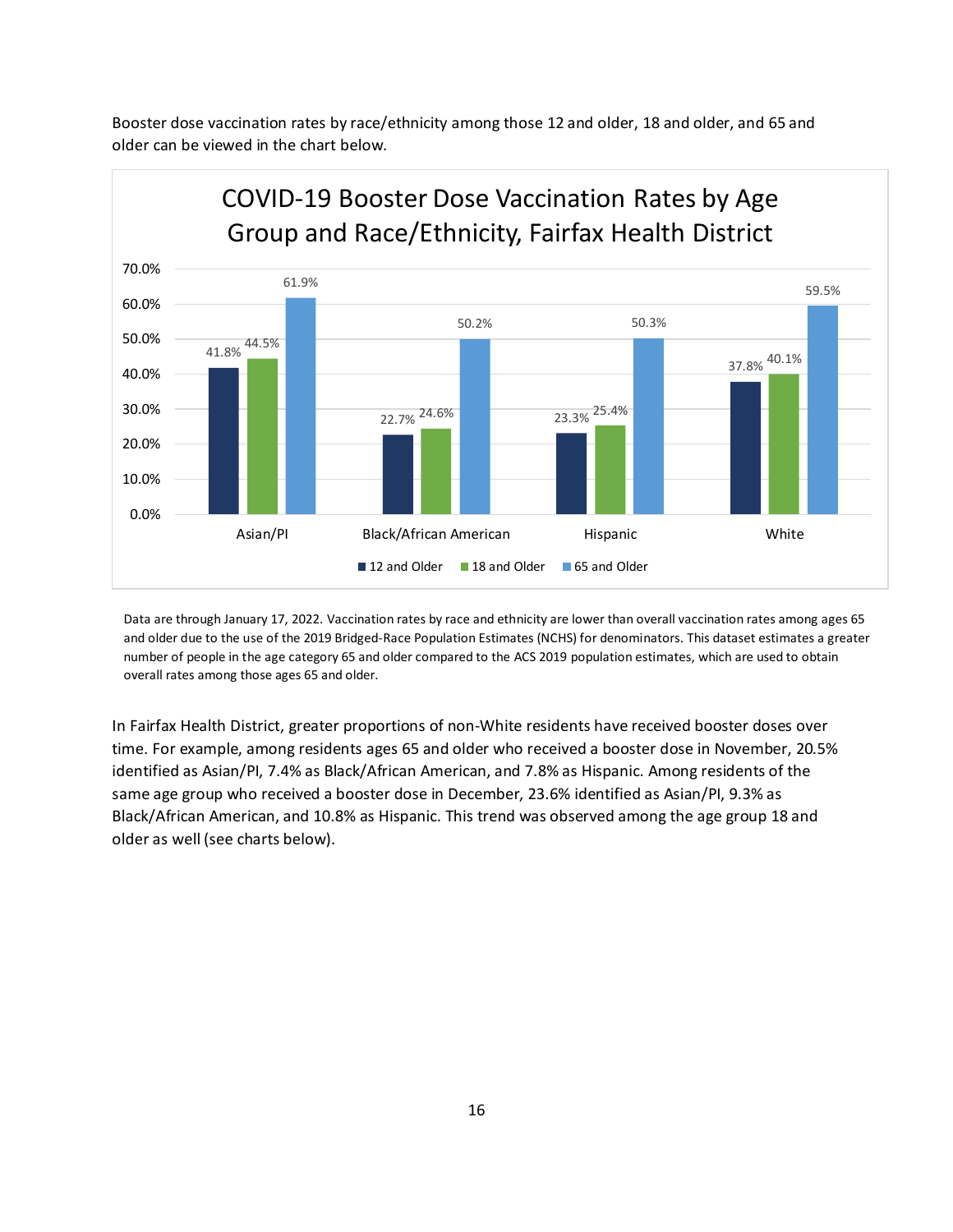Booster dose vaccination rates by race/ethnicity among those 12 and older, 18 and older, and 65 and older can be viewed in the chart below.

**COVID-19 Booster Dose Vaccination Rates by Age Group and Race/Ethnicity, Fairfax Health District**

| | 12 and Older | 18 and Older | 65 and Older |
|---|---|---|---|
| Asian/PI | 41.8% | 44.5% | 61.9% |
| Black/African American | 22.7% | 24.6% | 50.2% |
| Hispanic | 23.3% | 25.4% | 50.3% |
| White | 37.8% | 40.1% | 59.5% |

Data are through January 17, 2022. Vaccination rates by race and ethnicity are lower than overall vaccination rates among ages 65 and older due to the use of the 2019 Bridged-Race Population Estimates (NCHS) for denominators. This dataset estimates a greater number of people in the age category 65 and older compared to the ACS 2019 population estimates, which are used to obtain overall rates among those ages 65 and older.

In Fairfax Health District, greater proportions of non-White residents have received booster doses over time. For example, among residents ages 65 and older who received a booster dose in November, 20.5% identified as Asian/PI, 7.4% as Black/African American, and 7.8% as Hispanic. Among residents of the same age group who received a booster dose in December, 23.6% identified as Asian/PI, 9.3% as Black/African American, and 10.8% as Hispanic. This trend was observed among the age group 18 and older as well (see charts below).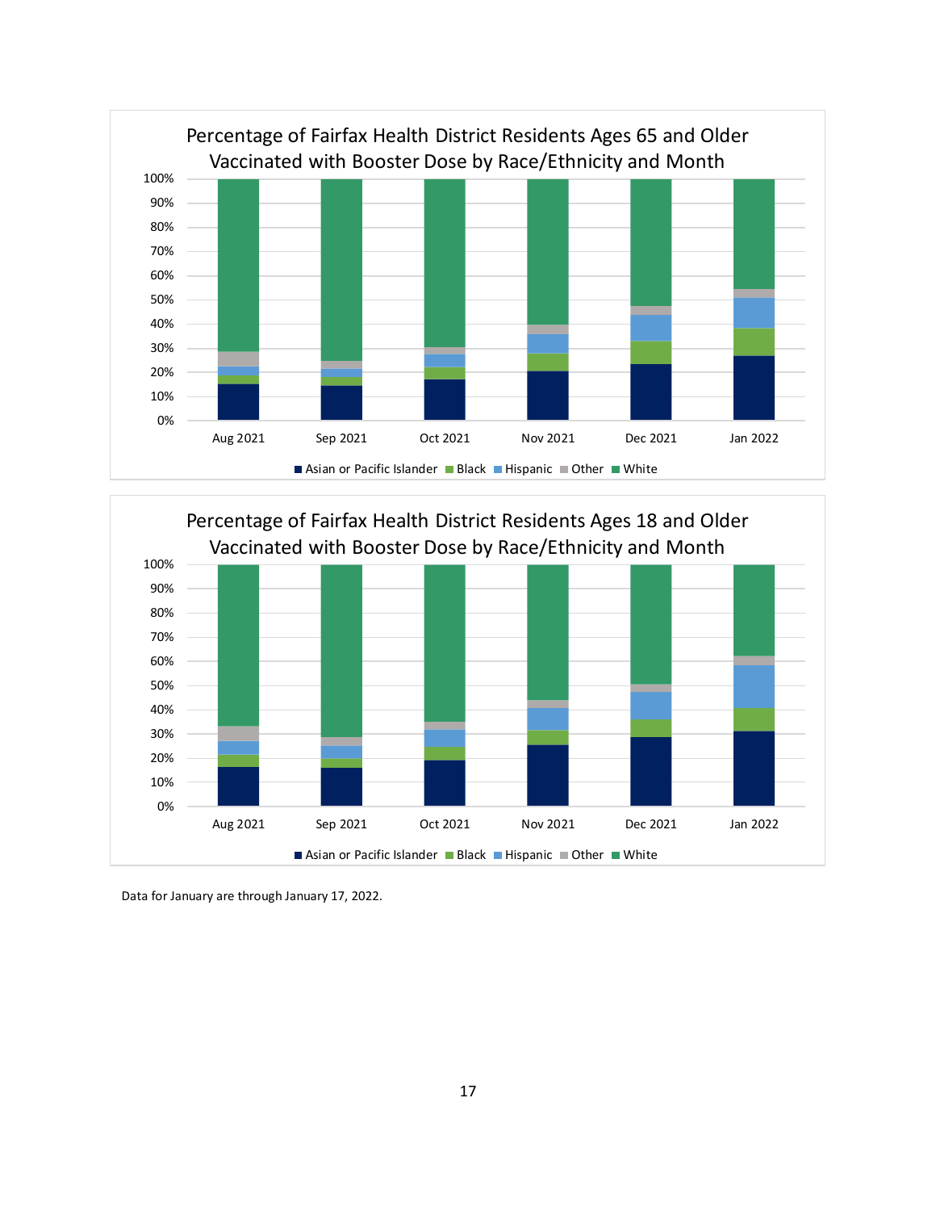## Percentage of Fairfax Health District Residents Ages 65 and Older Vaccinated with Booster Dose by Race/Ethnicity and Month

100%
90%
80%
70%
60%
50%
40%
30%
20%
10%
0%

Aug 2021 Sep 2021 Oct 2021 Nov 2021 Dec 2021 Jan 2022

Asian or Pacific Islander, Black, Hispanic, Other, White

## Percentage of Fairfax Health District Residents Ages 18 and Older Vaccinated with Booster Dose by Race/Ethnicity and Month

100%
90%
80%
70%
60%
50%
40%
30%
20%
10%
0%

Aug 2021 Sep 2021 Oct 2021 Nov 2021 Dec 2021 Jan 2022

Asian or Pacific Islander, Black, Hispanic, Other, White

Data for January are through January 17, 2022.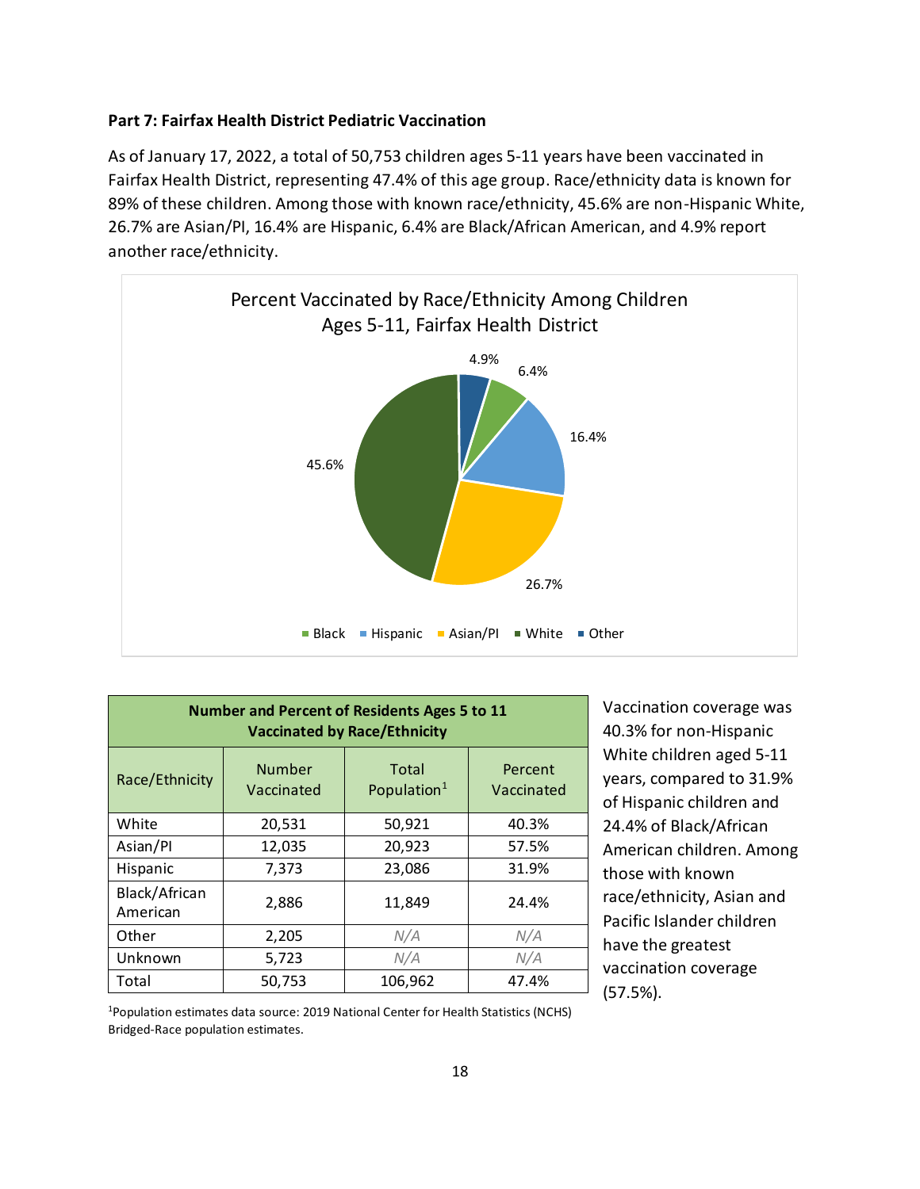**Part 7: Fairfax Health District Pediatric Vaccination**

As of January 17, 2022, a total of 50,753 children ages 5-11 years have been vaccinated in Fairfax Health District, representing 47.4% of this age group. Race/ethnicity data is known for 89% of these children. Among those with known race/ethnicity, 45.6% are non-Hispanic White, 26.7% are Asian/PI, 16.4% are Hispanic, 6.4% are Black/African American, and 4.9% report another race/ethnicity.

Percent Vaccinated by Race/Ethnicity Among Children Ages 5-11, Fairfax Health District

| Race/Ethnicity | Percent |
|---|---|
| Black | 6.4% |
| Hispanic | 16.4% |
| Asian/PI | 26.7% |
| White | 45.6% |
| Other | 4.9% |

| Number and Percent of Residents Ages 5 to 11 Vaccinated by Race/Ethnicity | | | |
|---|---|---|---|
| Race/Ethnicity | Number Vaccinated | Total Population[1] | Percent Vaccinated |
| White | 20,531 | 50,921 | 40.3% |
| Asian/PI | 12,035 | 20,923 | 57.5% |
| Hispanic | 7,373 | 23,086 | 31.9% |
| Black/African American | 2,886 | 11,849 | 24.4% |
| Other | 2,205 | *N/A* | *N/A* |
| Unknown | 5,723 | *N/A* | *N/A* |
| Total | 50,753 | 106,962 | 47.4% |

[1]Population estimates data source: 2019 National Center for Health Statistics (NCHS) Bridged-Race population estimates.

Vaccination coverage was 40.3% for non-Hispanic White children aged 5-11 years, compared to 31.9% of Hispanic children and 24.4% of Black/African American children. Among those with known race/ethnicity, Asian and Pacific Islander children have the greatest vaccination coverage (57.5%).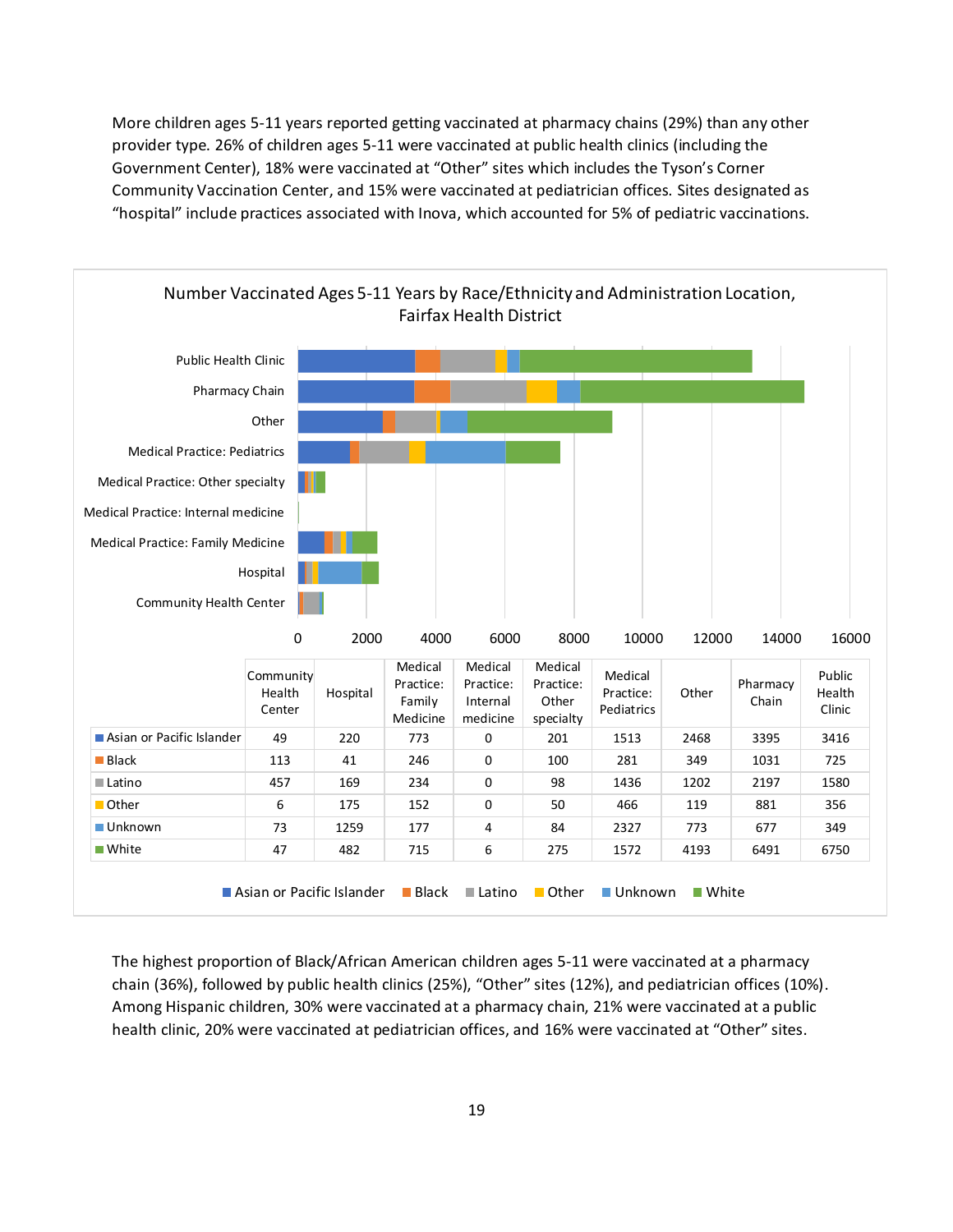More children ages 5-11 years reported getting vaccinated at pharmacy chains (29%) than any other provider type. 26% of children ages 5-11 were vaccinated at public health clinics (including the Government Center), 18% were vaccinated at "Other" sites which includes the Tyson's Corner Community Vaccination Center, and 15% were vaccinated at pediatrician offices. Sites designated as "hospital" include practices associated with Inova, which accounted for 5% of pediatric vaccinations.

**Number Vaccinated Ages 5-11 Years by Race/Ethnicity and Administration Location, Fairfax Health District**

| | Community Health Center | Hospital | Medical Practice: Family Medicine | Medical Practice: Internal medicine | Medical Practice: Other specialty | Medical Practice: Pediatrics | Other | Pharmacy Chain | Public Health Clinic |
|---|---|---|---|---|---|---|---|---|---|
| Asian or Pacific Islander | 49 | 220 | 773 | 0 | 201 | 1513 | 2468 | 3395 | 3416 |
| Black | 113 | 41 | 246 | 0 | 100 | 281 | 349 | 1031 | 725 |
| Latino | 457 | 169 | 234 | 0 | 98 | 1436 | 1202 | 2197 | 1580 |
| Other | 6 | 175 | 152 | 0 | 50 | 466 | 119 | 881 | 356 |
| Unknown | 73 | 1259 | 177 | 4 | 84 | 2327 | 773 | 677 | 349 |
| White | 47 | 482 | 715 | 6 | 275 | 1572 | 4193 | 6491 | 6750 |

The highest proportion of Black/African American children ages 5-11 were vaccinated at a pharmacy chain (36%), followed by public health clinics (25%), "Other" sites (12%), and pediatrician offices (10%). Among Hispanic children, 30% were vaccinated at a pharmacy chain, 21% were vaccinated at a public health clinic, 20% were vaccinated at pediatrician offices, and 16% were vaccinated at "Other" sites.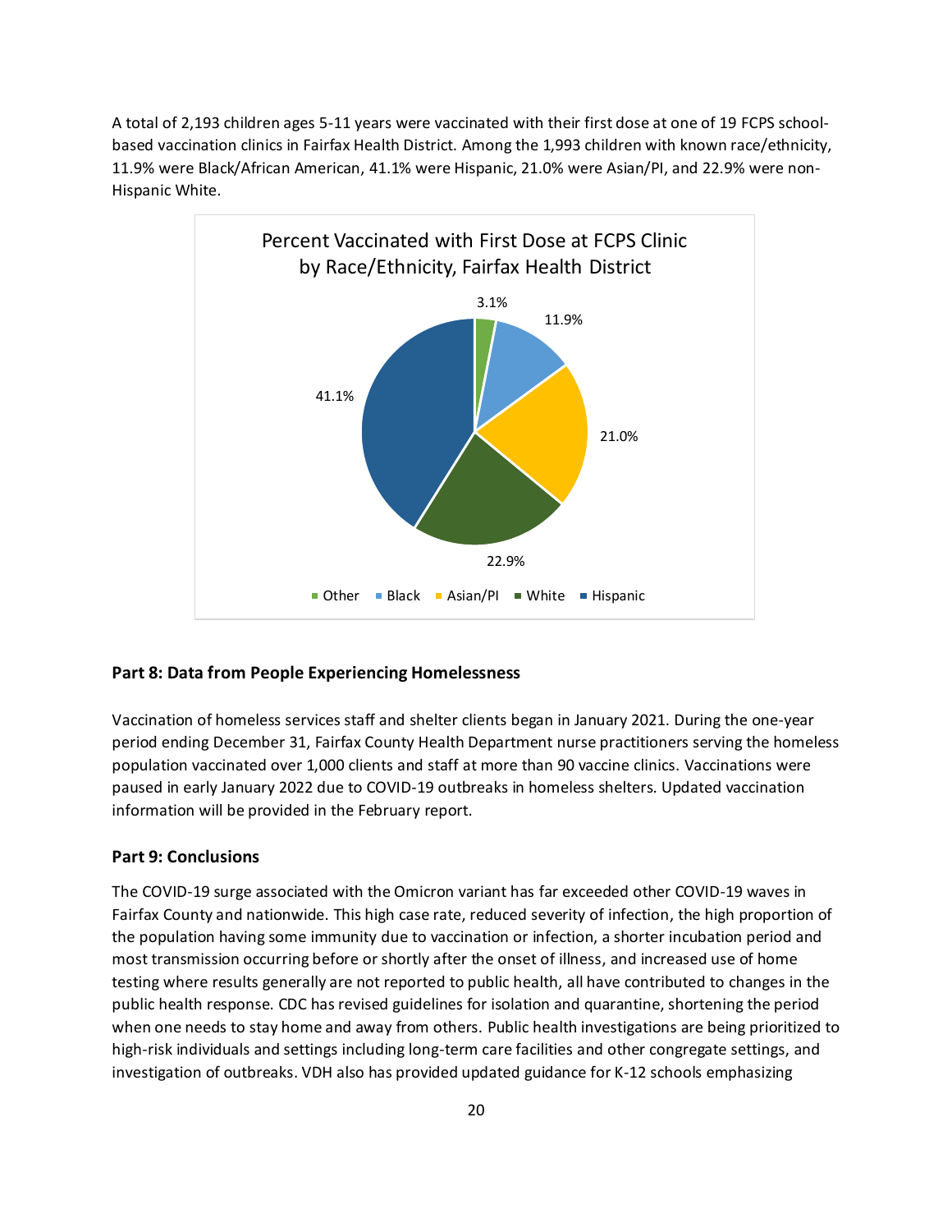A total of 2,193 children ages 5-11 years were vaccinated with their first dose at one of 19 FCPS school-based vaccination clinics in Fairfax Health District. Among the 1,993 children with known race/ethnicity, 11.9% were Black/African American, 41.1% were Hispanic, 21.0% were Asian/PI, and 22.9% were non-Hispanic White.

Percent Vaccinated with First Dose at FCPS Clinic by Race/Ethnicity, Fairfax Health District

| Race/Ethnicity | Percent |
|---|---|
| Other | 3.1% |
| Black | 11.9% |
| Asian/PI | 21.0% |
| White | 22.9% |
| Hispanic | 41.1% |

**Part 8: Data from People Experiencing Homelessness**

Vaccination of homeless services staff and shelter clients began in January 2021. During the one-year period ending December 31, Fairfax County Health Department nurse practitioners serving the homeless population vaccinated over 1,000 clients and staff at more than 90 vaccine clinics. Vaccinations were paused in early January 2022 due to COVID-19 outbreaks in homeless shelters. Updated vaccination information will be provided in the February report.

**Part 9: Conclusions**

The COVID-19 surge associated with the Omicron variant has far exceeded other COVID-19 waves in Fairfax County and nationwide. This high case rate, reduced severity of infection, the high proportion of the population having some immunity due to vaccination or infection, a shorter incubation period and most transmission occurring before or shortly after the onset of illness, and increased use of home testing where results generally are not reported to public health, all have contributed to changes in the public health response. CDC has revised guidelines for isolation and quarantine, shortening the period when one needs to stay home and away from others. Public health investigations are being prioritized to high-risk individuals and settings including long-term care facilities and other congregate settings, and investigation of outbreaks. VDH also has provided updated guidance for K-12 schools emphasizing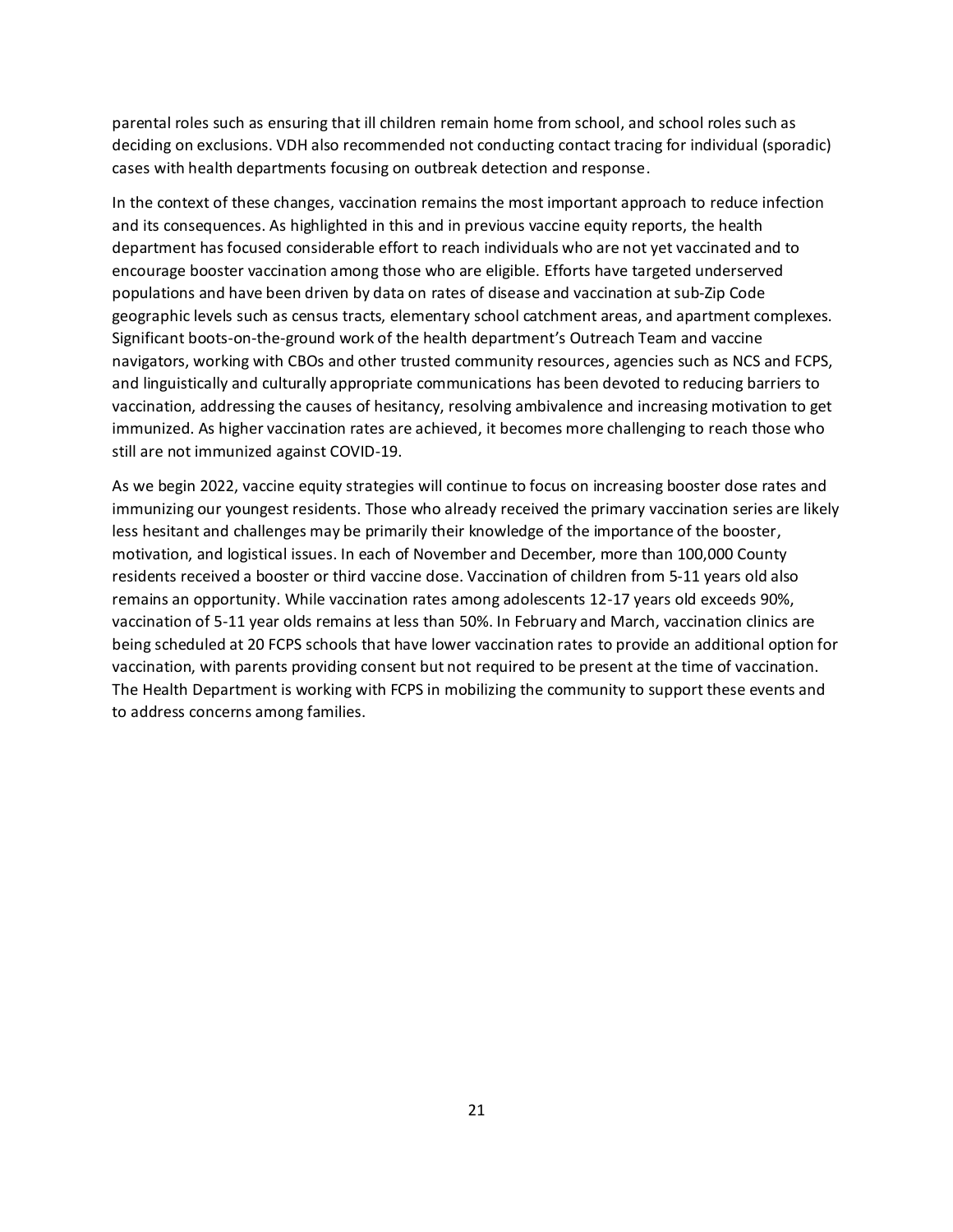parental roles such as ensuring that ill children remain home from school, and school roles such as deciding on exclusions. VDH also recommended not conducting contact tracing for individual (sporadic) cases with health departments focusing on outbreak detection and response.

In the context of these changes, vaccination remains the most important approach to reduce infection and its consequences. As highlighted in this and in previous vaccine equity reports, the health department has focused considerable effort to reach individuals who are not yet vaccinated and to encourage booster vaccination among those who are eligible. Efforts have targeted underserved populations and have been driven by data on rates of disease and vaccination at sub-Zip Code geographic levels such as census tracts, elementary school catchment areas, and apartment complexes. Significant boots-on-the-ground work of the health department's Outreach Team and vaccine navigators, working with CBOs and other trusted community resources, agencies such as NCS and FCPS, and linguistically and culturally appropriate communications has been devoted to reducing barriers to vaccination, addressing the causes of hesitancy, resolving ambivalence and increasing motivation to get immunized. As higher vaccination rates are achieved, it becomes more challenging to reach those who still are not immunized against COVID-19.

As we begin 2022, vaccine equity strategies will continue to focus on increasing booster dose rates and immunizing our youngest residents. Those who already received the primary vaccination series are likely less hesitant and challenges may be primarily their knowledge of the importance of the booster, motivation, and logistical issues. In each of November and December, more than 100,000 County residents received a booster or third vaccine dose. Vaccination of children from 5-11 years old also remains an opportunity. While vaccination rates among adolescents 12-17 years old exceeds 90%, vaccination of 5-11 year olds remains at less than 50%. In February and March, vaccination clinics are being scheduled at 20 FCPS schools that have lower vaccination rates to provide an additional option for vaccination, with parents providing consent but not required to be present at the time of vaccination. The Health Department is working with FCPS in mobilizing the community to support these events and to address concerns among families.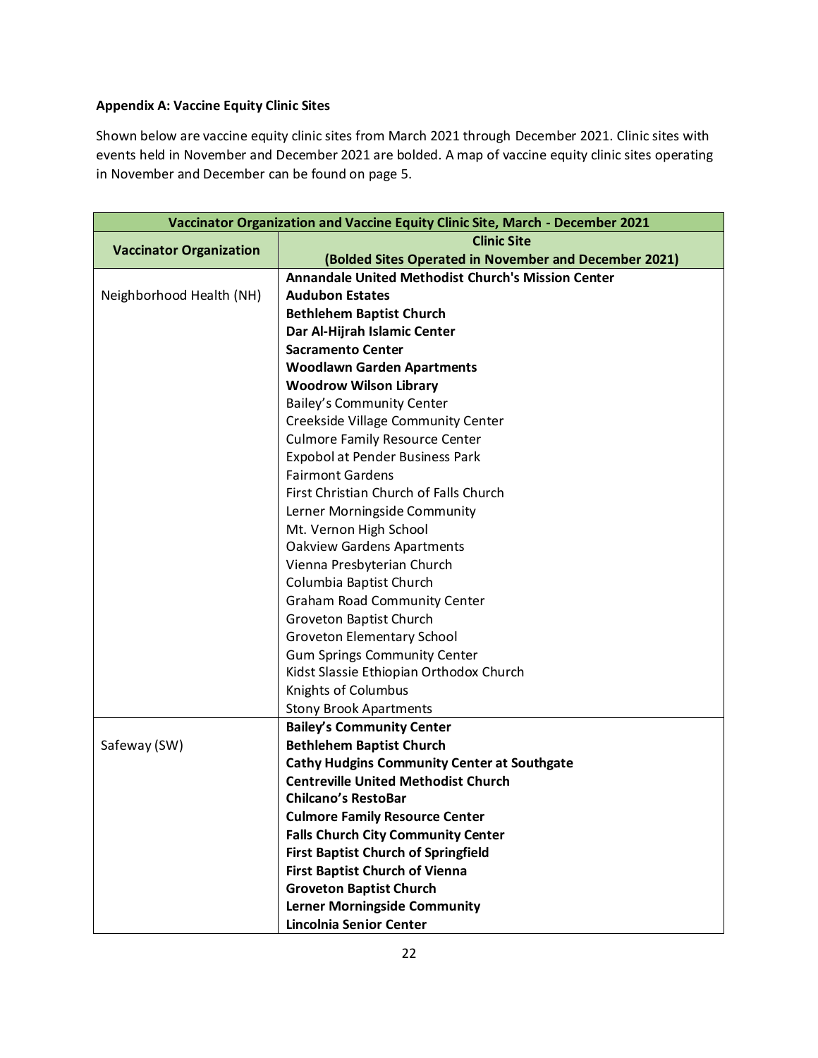**Appendix A: Vaccine Equity Clinic Sites**

Shown below are vaccine equity clinic sites from March 2021 through December 2021. Clinic sites with events held in November and December 2021 are bolded. A map of vaccine equity clinic sites operating in November and December can be found on page 5.

| Vaccinator Organization and Vaccine Equity Clinic Site, March - December 2021 | |
|---|---|
| **Vaccinator Organization** | **Clinic Site (Bolded Sites Operated in November and December 2021)** |
| Neighborhood Health (NH) | **Annandale United Methodist Church's Mission Center** |
| | **Audubon Estates** |
| | **Bethlehem Baptist Church** |
| | **Dar Al-Hijrah Islamic Center** |
| | **Sacramento Center** |
| | **Woodlawn Garden Apartments** |
| | **Woodrow Wilson Library** |
| | Bailey's Community Center |
| | Creekside Village Community Center |
| | Culmore Family Resource Center |
| | Expobol at Pender Business Park |
| | Fairmont Gardens |
| | First Christian Church of Falls Church |
| | Lerner Morningside Community |
| | Mt. Vernon High School |
| | Oakview Gardens Apartments |
| | Vienna Presbyterian Church |
| | Columbia Baptist Church |
| | Graham Road Community Center |
| | Groveton Baptist Church |
| | Groveton Elementary School |
| | Gum Springs Community Center |
| | Kidst Slassie Ethiopian Orthodox Church |
| | Knights of Columbus |
| | Stony Brook Apartments |
| Safeway (SW) | **Bailey's Community Center** |
| | **Bethlehem Baptist Church** |
| | **Cathy Hudgins Community Center at Southgate** |
| | **Centreville United Methodist Church** |
| | **Chilcano's RestoBar** |
| | **Culmore Family Resource Center** |
| | **Falls Church City Community Center** |
| | **First Baptist Church of Springfield** |
| | **First Baptist Church of Vienna** |
| | **Groveton Baptist Church** |
| | **Lerner Morningside Community** |
| | **Lincolnia Senior Center** |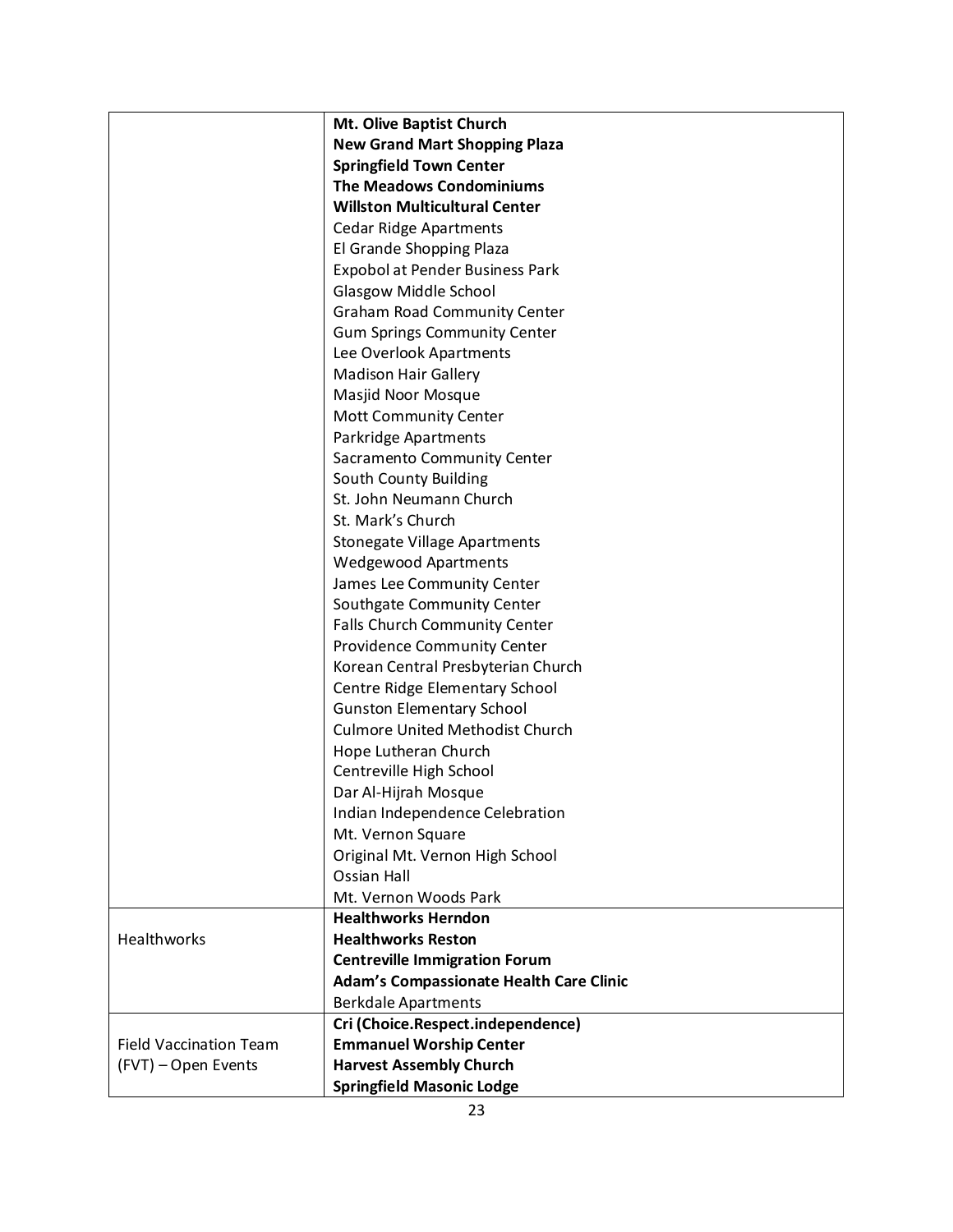| | |
|---|---|
| | **Mt. Olive Baptist Church**<br>**New Grand Mart Shopping Plaza**<br>**Springfield Town Center**<br>**The Meadows Condominiums**<br>**Willston Multicultural Center**<br>Cedar Ridge Apartments<br>El Grande Shopping Plaza<br>Expobol at Pender Business Park<br>Glasgow Middle School<br>Graham Road Community Center<br>Gum Springs Community Center<br>Lee Overlook Apartments<br>Madison Hair Gallery<br>Masjid Noor Mosque<br>Mott Community Center<br>Parkridge Apartments<br>Sacramento Community Center<br>South County Building<br>St. John Neumann Church<br>St. Mark's Church<br>Stonegate Village Apartments<br>Wedgewood Apartments<br>James Lee Community Center<br>Southgate Community Center<br>Falls Church Community Center<br>Providence Community Center<br>Korean Central Presbyterian Church<br>Centre Ridge Elementary School<br>Gunston Elementary School<br>Culmore United Methodist Church<br>Hope Lutheran Church<br>Centreville High School<br>Dar Al-Hijrah Mosque<br>Indian Independence Celebration<br>Mt. Vernon Square<br>Original Mt. Vernon High School<br>Ossian Hall<br>Mt. Vernon Woods Park |
| Healthworks | **Healthworks Herndon**<br>**Healthworks Reston**<br>**Centreville Immigration Forum**<br>**Adam's Compassionate Health Care Clinic**<br>Berkdale Apartments |
| Field Vaccination Team (FVT) – Open Events | **Cri (Choice.Respect.independence)**<br>**Emmanuel Worship Center**<br>**Harvest Assembly Church**<br>**Springfield Masonic Lodge** |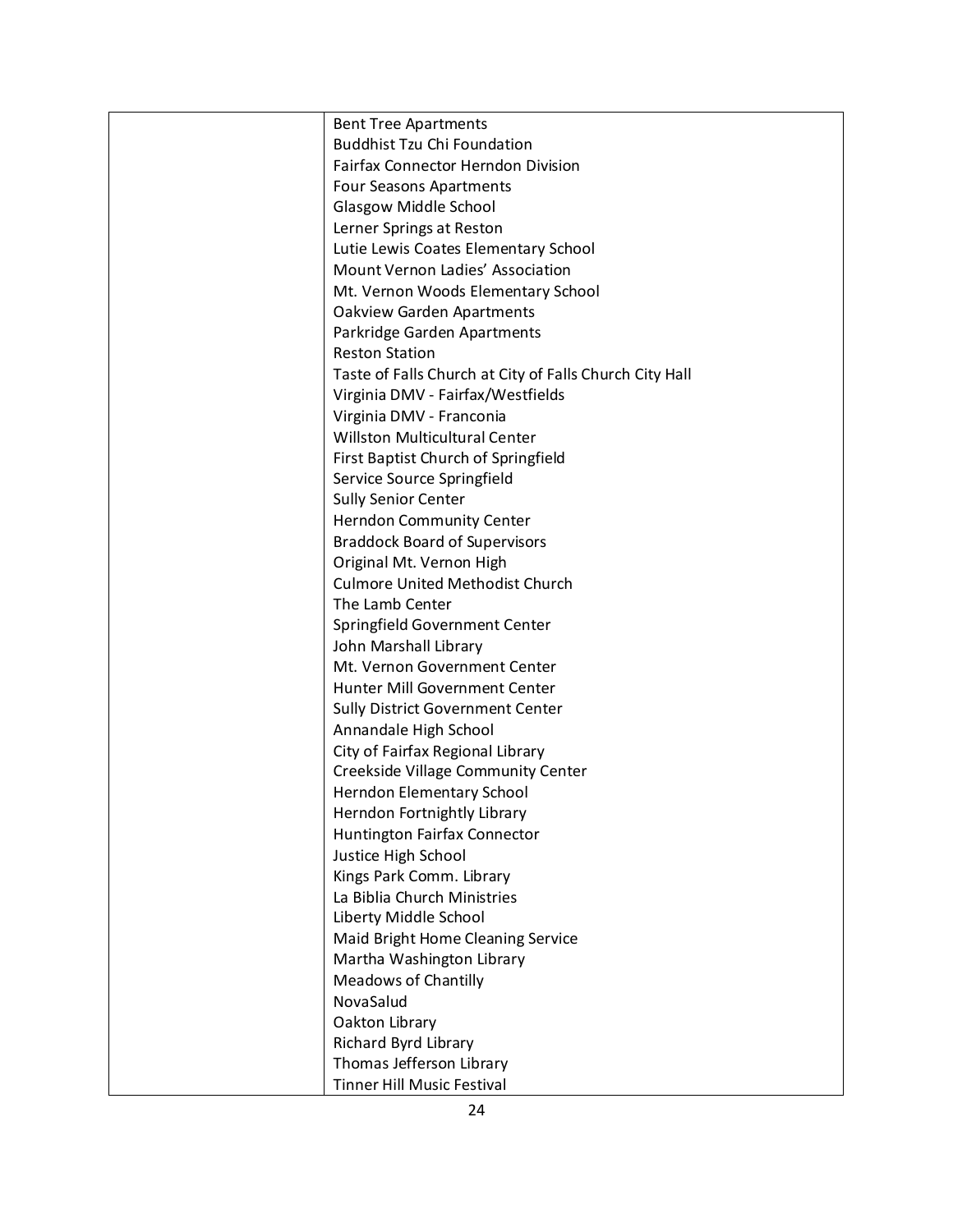| | |
|---|---|
| | Bent Tree Apartments<br>Buddhist Tzu Chi Foundation<br>Fairfax Connector Herndon Division<br>Four Seasons Apartments<br>Glasgow Middle School<br>Lerner Springs at Reston<br>Lutie Lewis Coates Elementary School<br>Mount Vernon Ladies' Association<br>Mt. Vernon Woods Elementary School<br>Oakview Garden Apartments<br>Parkridge Garden Apartments<br>Reston Station<br>Taste of Falls Church at City of Falls Church City Hall<br>Virginia DMV - Fairfax/Westfields<br>Virginia DMV - Franconia<br>Willston Multicultural Center<br>First Baptist Church of Springfield<br>Service Source Springfield<br>Sully Senior Center<br>Herndon Community Center<br>Braddock Board of Supervisors<br>Original Mt. Vernon High<br>Culmore United Methodist Church<br>The Lamb Center<br>Springfield Government Center<br>John Marshall Library<br>Mt. Vernon Government Center<br>Hunter Mill Government Center<br>Sully District Government Center<br>Annandale High School<br>City of Fairfax Regional Library<br>Creekside Village Community Center<br>Herndon Elementary School<br>Herndon Fortnightly Library<br>Huntington Fairfax Connector<br>Justice High School<br>Kings Park Comm. Library<br>La Biblia Church Ministries<br>Liberty Middle School<br>Maid Bright Home Cleaning Service<br>Martha Washington Library<br>Meadows of Chantilly<br>NovaSalud<br>Oakton Library<br>Richard Byrd Library<br>Thomas Jefferson Library<br>Tinner Hill Music Festival |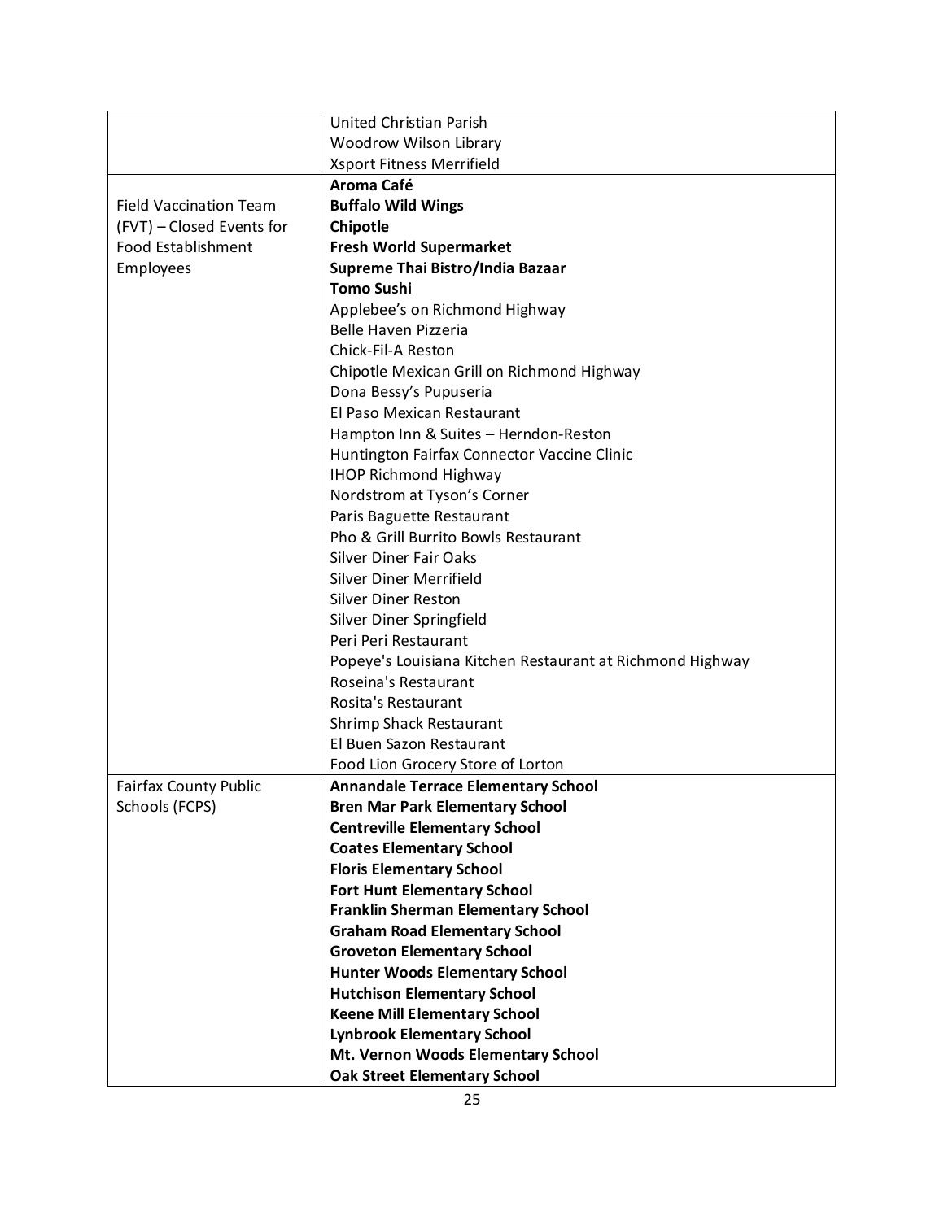| | |
|---|---|
| | United Christian Parish<br>Woodrow Wilson Library<br>Xsport Fitness Merrifield |
| Field Vaccination Team (FVT) – Closed Events for Food Establishment Employees | **Aroma Café**<br>**Buffalo Wild Wings**<br>**Chipotle**<br>**Fresh World Supermarket**<br>**Supreme Thai Bistro/India Bazaar**<br>**Tomo Sushi**<br>Applebee's on Richmond Highway<br>Belle Haven Pizzeria<br>Chick-Fil-A Reston<br>Chipotle Mexican Grill on Richmond Highway<br>Dona Bessy's Pupuseria<br>El Paso Mexican Restaurant<br>Hampton Inn & Suites – Herndon-Reston<br>Huntington Fairfax Connector Vaccine Clinic<br>IHOP Richmond Highway<br>Nordstrom at Tyson's Corner<br>Paris Baguette Restaurant<br>Pho & Grill Burrito Bowls Restaurant<br>Silver Diner Fair Oaks<br>Silver Diner Merrifield<br>Silver Diner Reston<br>Silver Diner Springfield<br>Peri Peri Restaurant<br>Popeye's Louisiana Kitchen Restaurant at Richmond Highway<br>Roseina's Restaurant<br>Rosita's Restaurant<br>Shrimp Shack Restaurant<br>El Buen Sazon Restaurant<br>Food Lion Grocery Store of Lorton |
| Fairfax County Public Schools (FCPS) | **Annandale Terrace Elementary School**<br>**Bren Mar Park Elementary School**<br>**Centreville Elementary School**<br>**Coates Elementary School**<br>**Floris Elementary School**<br>**Fort Hunt Elementary School**<br>**Franklin Sherman Elementary School**<br>**Graham Road Elementary School**<br>**Groveton Elementary School**<br>**Hunter Woods Elementary School**<br>**Hutchison Elementary School**<br>**Keene Mill Elementary School**<br>**Lynbrook Elementary School**<br>**Mt. Vernon Woods Elementary School**<br>**Oak Street Elementary School** |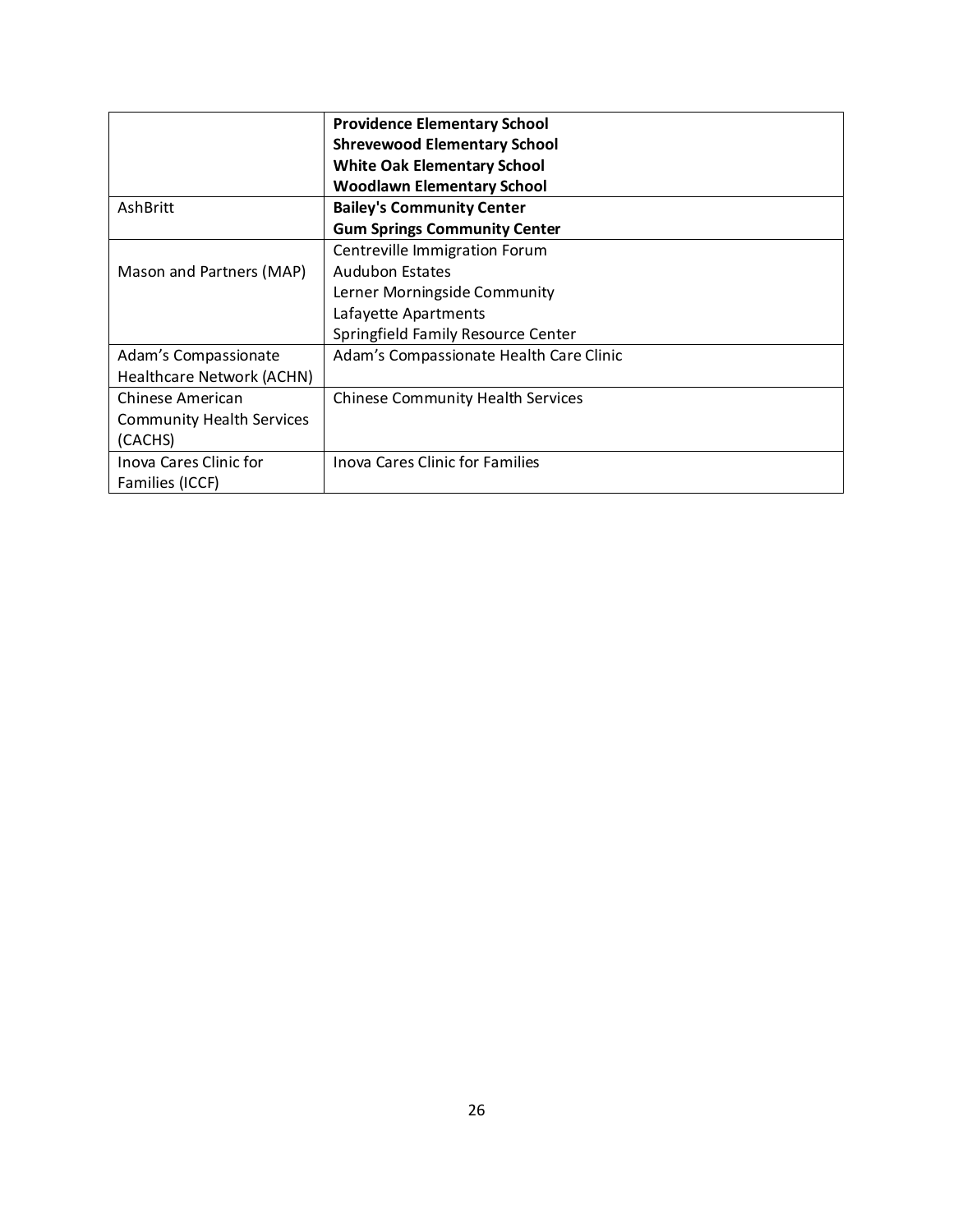| | |
|---|---|
| | **Providence Elementary School**<br>**Shrevewood Elementary School**<br>**White Oak Elementary School**<br>**Woodlawn Elementary School** |
| AshBritt | **Bailey's Community Center**<br>**Gum Springs Community Center** |
| Mason and Partners (MAP) | Centreville Immigration Forum<br>Audubon Estates<br>Lerner Morningside Community<br>Lafayette Apartments<br>Springfield Family Resource Center |
| Adam's Compassionate Healthcare Network (ACHN) | Adam's Compassionate Health Care Clinic |
| Chinese American Community Health Services (CACHS) | Chinese Community Health Services |
| Inova Cares Clinic for Families (ICCF) | Inova Cares Clinic for Families |